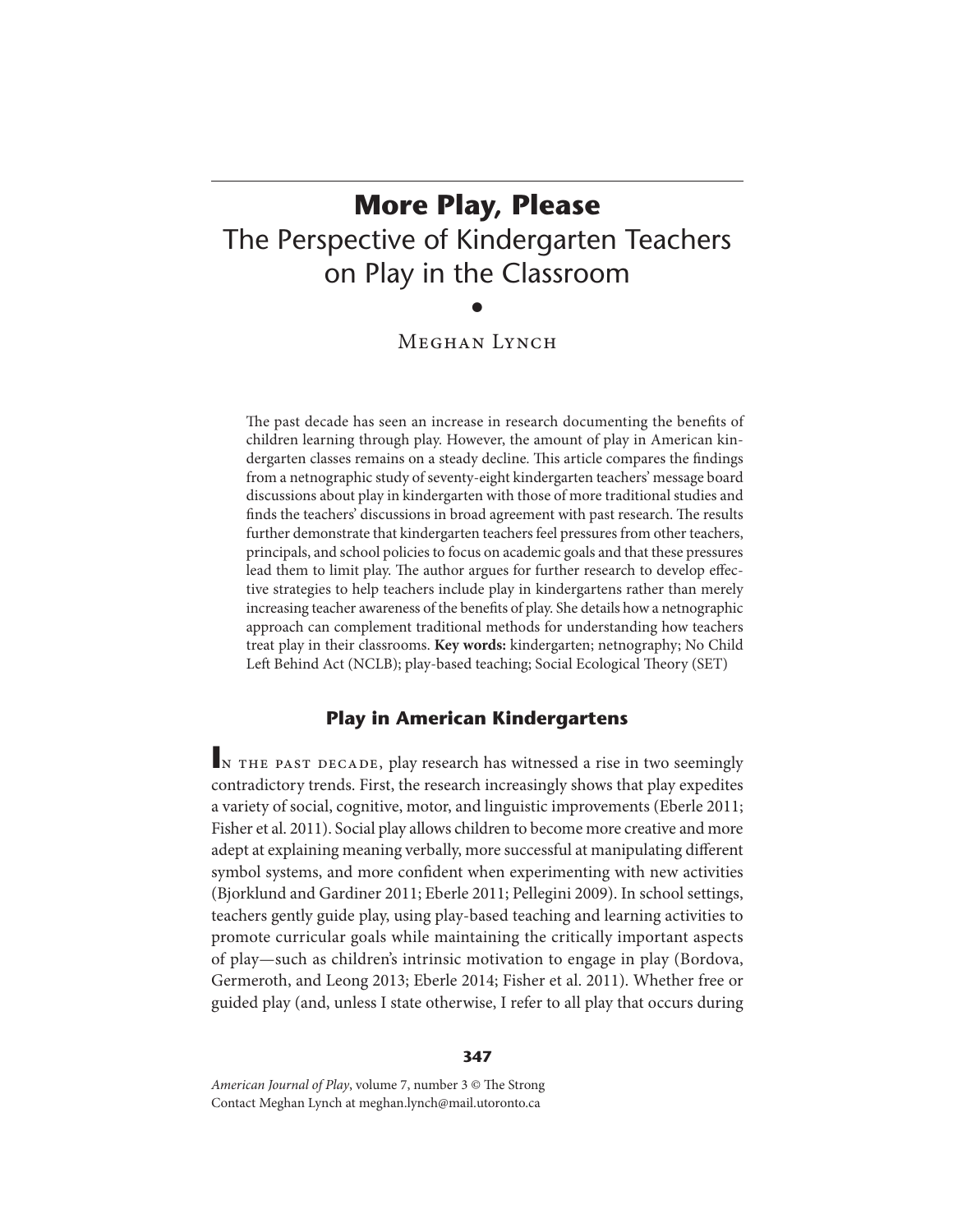# More Play, Please

## The Perspective of Kindergarten Teachers on Play in the Classroom

•

Meghan Lynch

The past decade has seen an increase in research documenting the benefits of children learning through play. However, the amount of play in American kindergarten classes remains on a steady decline. This article compares the findings from a netnographic study of seventy-eight kindergarten teachers' message board discussions about play in kindergarten with those of more traditional studies and finds the teachers' discussions in broad agreement with past research. The results further demonstrate that kindergarten teachers feel pressures from other teachers, principals, and school policies to focus on academic goals and that these pressures lead them to limit play. The author argues for further research to develop effective strategies to help teachers include play in kindergartens rather than merely increasing teacher awareness of the benefits of play. She details how a netnographic approach can complement traditional methods for understanding how teachers treat play in their classrooms. **Key words:** kindergarten; netnography; No Child Left Behind Act (NCLB); play-based teaching; Social Ecological Theory (SET)

## Play in American Kindergartens

In the past decade, play research has witnessed a rise in two seemingly contradictory trends. First, the research increasingly shows that play expedites a variety of social, cognitive, motor, and linguistic improvements (Eberle 2011; Fisher et al. 2011). Social play allows children to become more creative and more adept at explaining meaning verbally, more successful at manipulating different symbol systems, and more confident when experimenting with new activities (Bjorklund and Gardiner 2011; Eberle 2011; Pellegini 2009). In school settings, teachers gently guide play, using play-based teaching and learning activities to promote curricular goals while maintaining the critically important aspects of play—such as children's intrinsic motivation to engage in play (Bordova, Germeroth, and Leong 2013; Eberle 2014; Fisher et al. 2011). Whether free or guided play (and, unless I state otherwise, I refer to all play that occurs during

*American Journal of Play*, volume 7, number 3 © The Strong
Contact Meghan Lynch at meghan.lynch@mail.utoronto.ca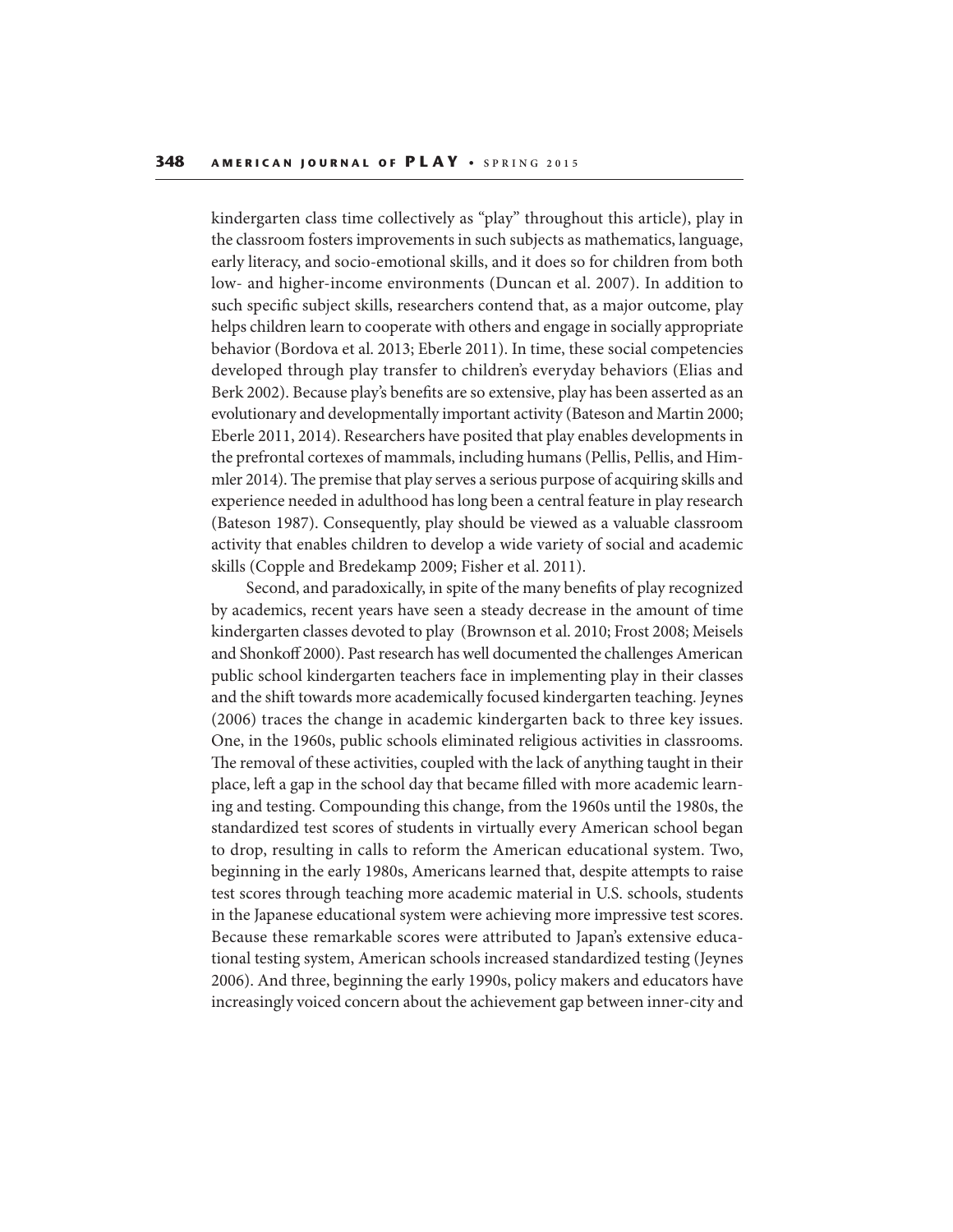kindergarten class time collectively as "play" throughout this article), play in the classroom fosters improvements in such subjects as mathematics, language, early literacy, and socio-emotional skills, and it does so for children from both low- and higher-income environments (Duncan et al. 2007). In addition to such specific subject skills, researchers contend that, as a major outcome, play helps children learn to cooperate with others and engage in socially appropriate behavior (Bordova et al. 2013; Eberle 2011). In time, these social competencies developed through play transfer to children's everyday behaviors (Elias and Berk 2002). Because play's benefits are so extensive, play has been asserted as an evolutionary and developmentally important activity (Bateson and Martin 2000; Eberle 2011, 2014). Researchers have posited that play enables developments in the prefrontal cortexes of mammals, including humans (Pellis, Pellis, and Himmler 2014). The premise that play serves a serious purpose of acquiring skills and experience needed in adulthood has long been a central feature in play research (Bateson 1987). Consequently, play should be viewed as a valuable classroom activity that enables children to develop a wide variety of social and academic skills (Copple and Bredekamp 2009; Fisher et al. 2011).

Second, and paradoxically, in spite of the many benefits of play recognized by academics, recent years have seen a steady decrease in the amount of time kindergarten classes devoted to play (Brownson et al. 2010; Frost 2008; Meisels and Shonkoff 2000). Past research has well documented the challenges American public school kindergarten teachers face in implementing play in their classes and the shift towards more academically focused kindergarten teaching. Jeynes (2006) traces the change in academic kindergarten back to three key issues. One, in the 1960s, public schools eliminated religious activities in classrooms. The removal of these activities, coupled with the lack of anything taught in their place, left a gap in the school day that became filled with more academic learning and testing. Compounding this change, from the 1960s until the 1980s, the standardized test scores of students in virtually every American school began to drop, resulting in calls to reform the American educational system. Two, beginning in the early 1980s, Americans learned that, despite attempts to raise test scores through teaching more academic material in U.S. schools, students in the Japanese educational system were achieving more impressive test scores. Because these remarkable scores were attributed to Japan's extensive educational testing system, American schools increased standardized testing (Jeynes 2006). And three, beginning the early 1990s, policy makers and educators have increasingly voiced concern about the achievement gap between inner-city and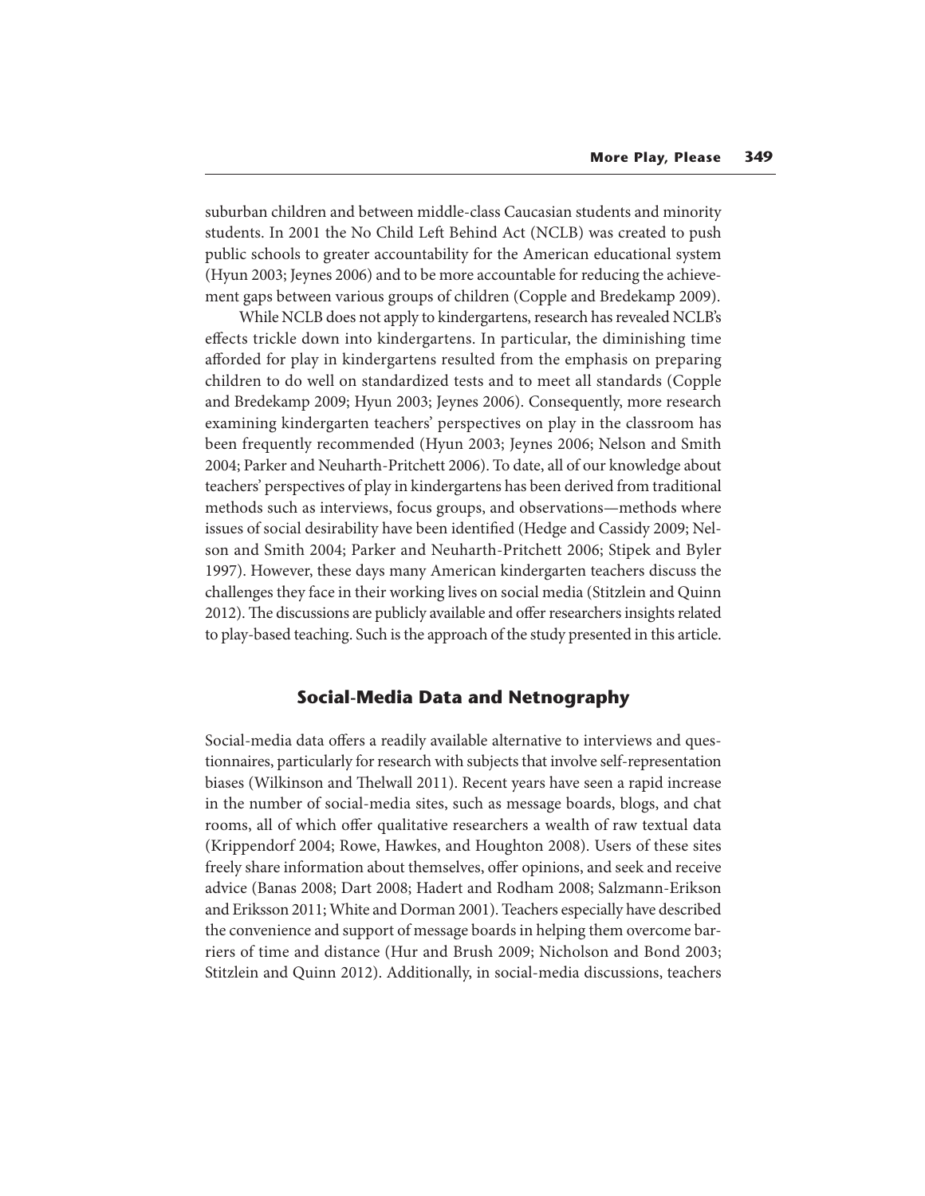suburban children and between middle-class Caucasian students and minority students. In 2001 the No Child Left Behind Act (NCLB) was created to push public schools to greater accountability for the American educational system (Hyun 2003; Jeynes 2006) and to be more accountable for reducing the achievement gaps between various groups of children (Copple and Bredekamp 2009).

While NCLB does not apply to kindergartens, research has revealed NCLB's effects trickle down into kindergartens. In particular, the diminishing time afforded for play in kindergartens resulted from the emphasis on preparing children to do well on standardized tests and to meet all standards (Copple and Bredekamp 2009; Hyun 2003; Jeynes 2006). Consequently, more research examining kindergarten teachers' perspectives on play in the classroom has been frequently recommended (Hyun 2003; Jeynes 2006; Nelson and Smith 2004; Parker and Neuharth-Pritchett 2006). To date, all of our knowledge about teachers' perspectives of play in kindergartens has been derived from traditional methods such as interviews, focus groups, and observations—methods where issues of social desirability have been identified (Hedge and Cassidy 2009; Nelson and Smith 2004; Parker and Neuharth-Pritchett 2006; Stipek and Byler 1997). However, these days many American kindergarten teachers discuss the challenges they face in their working lives on social media (Stitzlein and Quinn 2012). The discussions are publicly available and offer researchers insights related to play-based teaching. Such is the approach of the study presented in this article.

## Social-Media Data and Netnography

Social-media data offers a readily available alternative to interviews and questionnaires, particularly for research with subjects that involve self-representation biases (Wilkinson and Thelwall 2011). Recent years have seen a rapid increase in the number of social-media sites, such as message boards, blogs, and chat rooms, all of which offer qualitative researchers a wealth of raw textual data (Krippendorf 2004; Rowe, Hawkes, and Houghton 2008). Users of these sites freely share information about themselves, offer opinions, and seek and receive advice (Banas 2008; Dart 2008; Hadert and Rodham 2008; Salzmann-Erikson and Eriksson 2011; White and Dorman 2001). Teachers especially have described the convenience and support of message boards in helping them overcome barriers of time and distance (Hur and Brush 2009; Nicholson and Bond 2003; Stitzlein and Quinn 2012). Additionally, in social-media discussions, teachers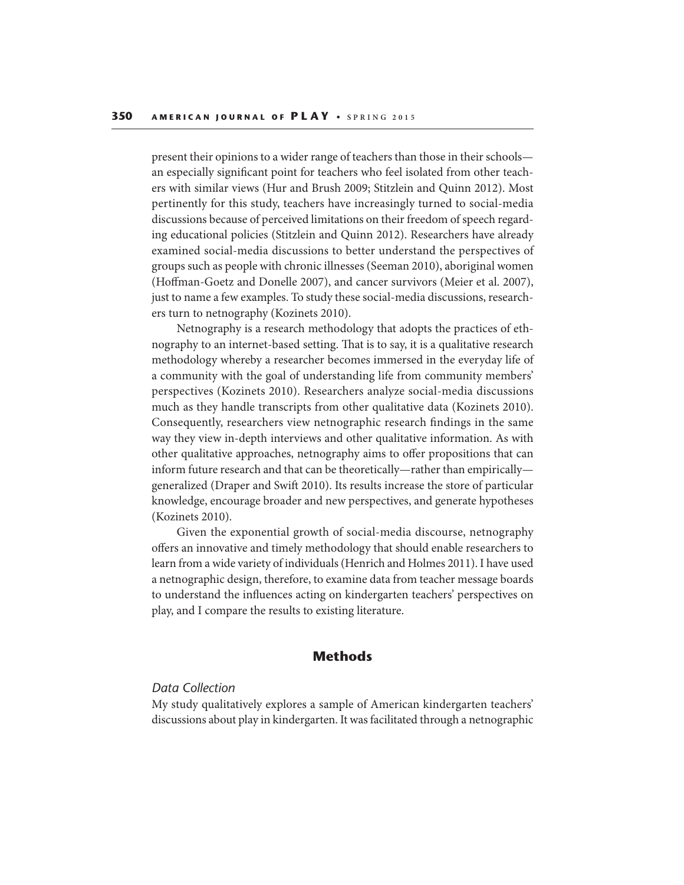present their opinions to a wider range of teachers than those in their schools—an especially significant point for teachers who feel isolated from other teachers with similar views (Hur and Brush 2009; Stitzlein and Quinn 2012). Most pertinently for this study, teachers have increasingly turned to social-media discussions because of perceived limitations on their freedom of speech regarding educational policies (Stitzlein and Quinn 2012). Researchers have already examined social-media discussions to better understand the perspectives of groups such as people with chronic illnesses (Seeman 2010), aboriginal women (Hoffman-Goetz and Donelle 2007), and cancer survivors (Meier et al. 2007), just to name a few examples. To study these social-media discussions, researchers turn to netnography (Kozinets 2010).

Netnography is a research methodology that adopts the practices of ethnography to an internet-based setting. That is to say, it is a qualitative research methodology whereby a researcher becomes immersed in the everyday life of a community with the goal of understanding life from community members' perspectives (Kozinets 2010). Researchers analyze social-media discussions much as they handle transcripts from other qualitative data (Kozinets 2010). Consequently, researchers view netnographic research findings in the same way they view in-depth interviews and other qualitative information. As with other qualitative approaches, netnography aims to offer propositions that can inform future research and that can be theoretically—rather than empirically—generalized (Draper and Swift 2010). Its results increase the store of particular knowledge, encourage broader and new perspectives, and generate hypotheses (Kozinets 2010).

Given the exponential growth of social-media discourse, netnography offers an innovative and timely methodology that should enable researchers to learn from a wide variety of individuals (Henrich and Holmes 2011). I have used a netnographic design, therefore, to examine data from teacher message boards to understand the influences acting on kindergarten teachers' perspectives on play, and I compare the results to existing literature.

## Methods

### *Data Collection*

My study qualitatively explores a sample of American kindergarten teachers' discussions about play in kindergarten. It was facilitated through a netnographic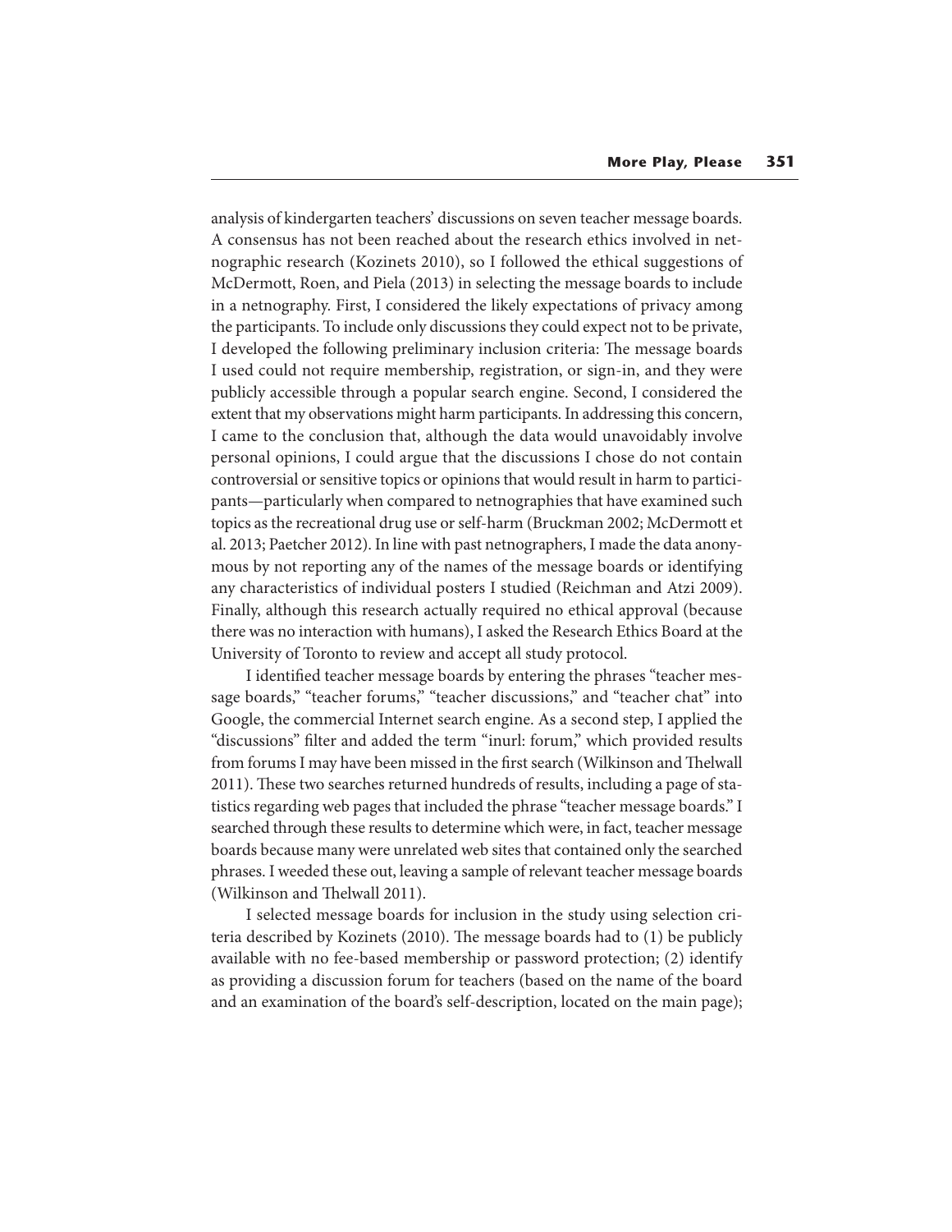analysis of kindergarten teachers' discussions on seven teacher message boards. A consensus has not been reached about the research ethics involved in netnographic research (Kozinets 2010), so I followed the ethical suggestions of McDermott, Roen, and Piela (2013) in selecting the message boards to include in a netnography. First, I considered the likely expectations of privacy among the participants. To include only discussions they could expect not to be private, I developed the following preliminary inclusion criteria: The message boards I used could not require membership, registration, or sign-in, and they were publicly accessible through a popular search engine. Second, I considered the extent that my observations might harm participants. In addressing this concern, I came to the conclusion that, although the data would unavoidably involve personal opinions, I could argue that the discussions I chose do not contain controversial or sensitive topics or opinions that would result in harm to participants—particularly when compared to netnographies that have examined such topics as the recreational drug use or self-harm (Bruckman 2002; McDermott et al. 2013; Paetcher 2012). In line with past netnographers, I made the data anonymous by not reporting any of the names of the message boards or identifying any characteristics of individual posters I studied (Reichman and Atzi 2009). Finally, although this research actually required no ethical approval (because there was no interaction with humans), I asked the Research Ethics Board at the University of Toronto to review and accept all study protocol.

I identified teacher message boards by entering the phrases "teacher message boards," "teacher forums," "teacher discussions," and "teacher chat" into Google, the commercial Internet search engine. As a second step, I applied the "discussions" filter and added the term "inurl: forum," which provided results from forums I may have been missed in the first search (Wilkinson and Thelwall 2011). These two searches returned hundreds of results, including a page of statistics regarding web pages that included the phrase "teacher message boards." I searched through these results to determine which were, in fact, teacher message boards because many were unrelated web sites that contained only the searched phrases. I weeded these out, leaving a sample of relevant teacher message boards (Wilkinson and Thelwall 2011).

I selected message boards for inclusion in the study using selection criteria described by Kozinets (2010). The message boards had to (1) be publicly available with no fee-based membership or password protection; (2) identify as providing a discussion forum for teachers (based on the name of the board and an examination of the board's self-description, located on the main page);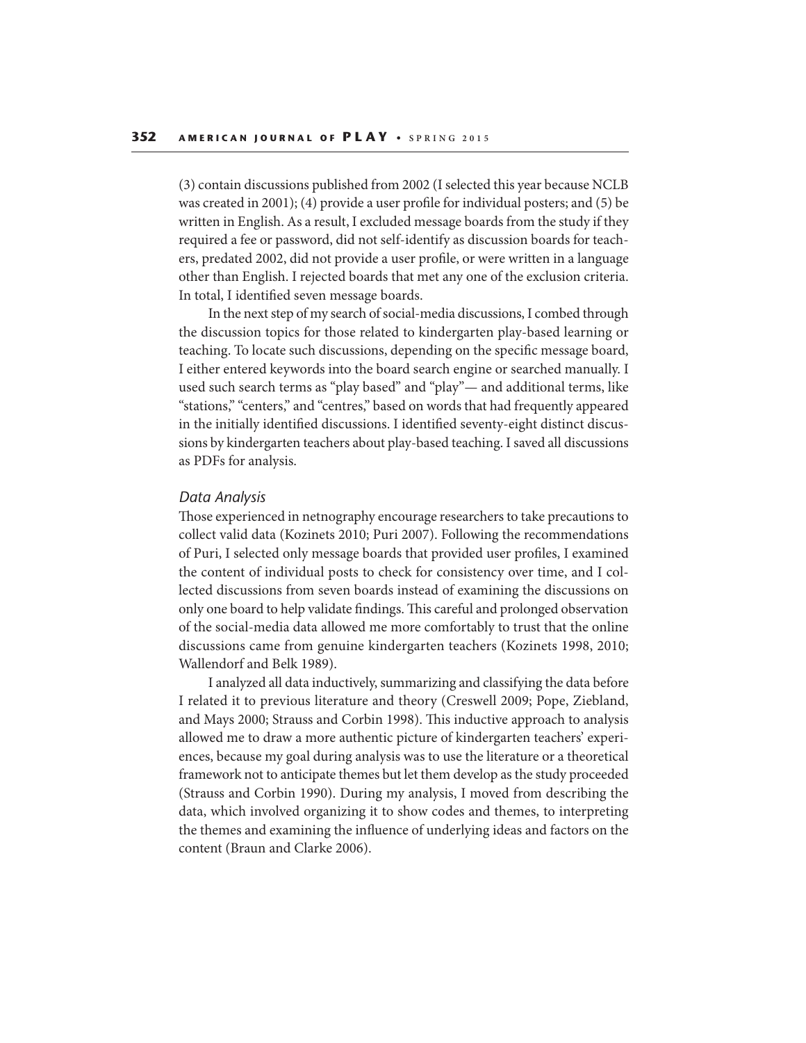(3) contain discussions published from 2002 (I selected this year because NCLB was created in 2001); (4) provide a user profile for individual posters; and (5) be written in English. As a result, I excluded message boards from the study if they required a fee or password, did not self-identify as discussion boards for teachers, predated 2002, did not provide a user profile, or were written in a language other than English. I rejected boards that met any one of the exclusion criteria. In total, I identified seven message boards.

In the next step of my search of social-media discussions, I combed through the discussion topics for those related to kindergarten play-based learning or teaching. To locate such discussions, depending on the specific message board, I either entered keywords into the board search engine or searched manually. I used such search terms as "play based" and "play"— and additional terms, like "stations," "centers," and "centres," based on words that had frequently appeared in the initially identified discussions. I identified seventy-eight distinct discussions by kindergarten teachers about play-based teaching. I saved all discussions as PDFs for analysis.

### *Data Analysis*

Those experienced in netnography encourage researchers to take precautions to collect valid data (Kozinets 2010; Puri 2007). Following the recommendations of Puri, I selected only message boards that provided user profiles, I examined the content of individual posts to check for consistency over time, and I collected discussions from seven boards instead of examining the discussions on only one board to help validate findings. This careful and prolonged observation of the social-media data allowed me more comfortably to trust that the online discussions came from genuine kindergarten teachers (Kozinets 1998, 2010; Wallendorf and Belk 1989).

I analyzed all data inductively, summarizing and classifying the data before I related it to previous literature and theory (Creswell 2009; Pope, Ziebland, and Mays 2000; Strauss and Corbin 1998). This inductive approach to analysis allowed me to draw a more authentic picture of kindergarten teachers' experiences, because my goal during analysis was to use the literature or a theoretical framework not to anticipate themes but let them develop as the study proceeded (Strauss and Corbin 1990). During my analysis, I moved from describing the data, which involved organizing it to show codes and themes, to interpreting the themes and examining the influence of underlying ideas and factors on the content (Braun and Clarke 2006).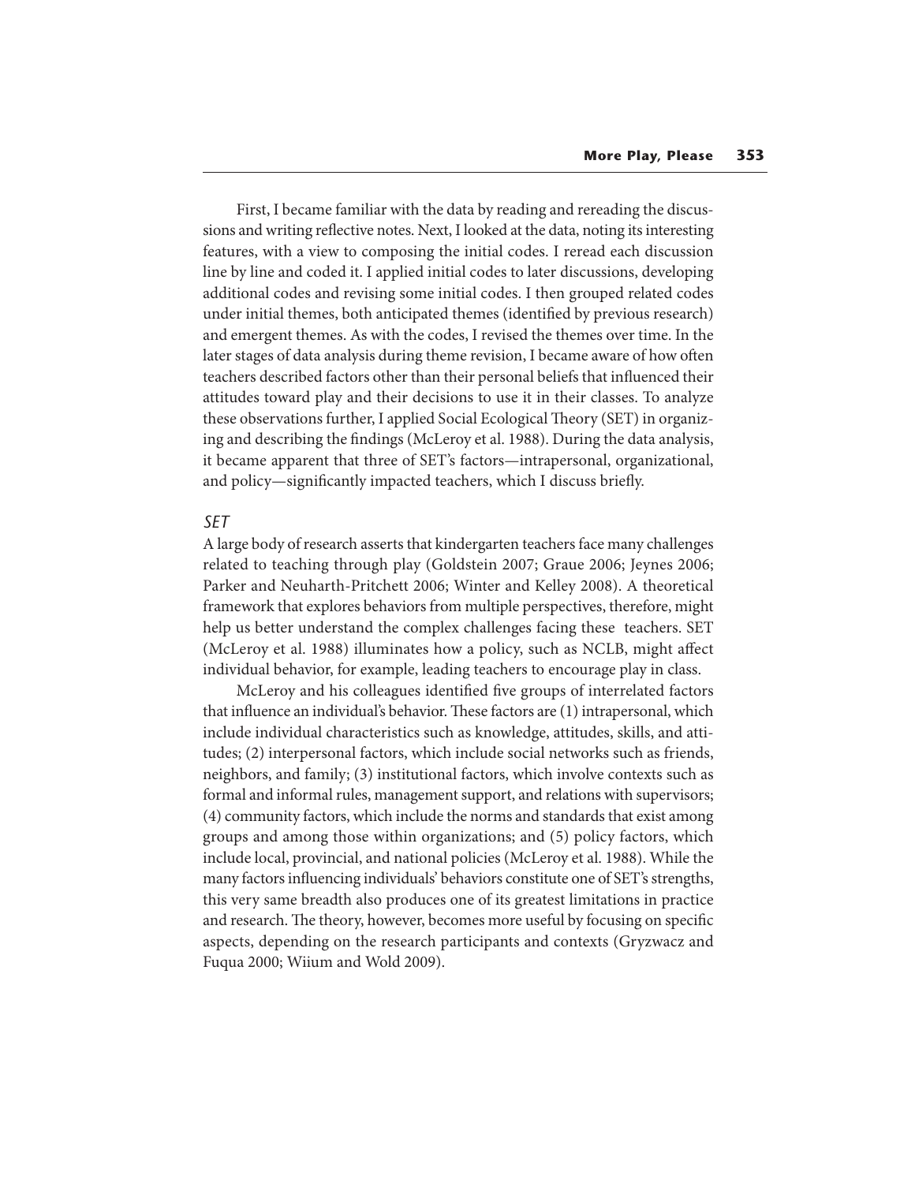First, I became familiar with the data by reading and rereading the discussions and writing reflective notes. Next, I looked at the data, noting its interesting features, with a view to composing the initial codes. I reread each discussion line by line and coded it. I applied initial codes to later discussions, developing additional codes and revising some initial codes. I then grouped related codes under initial themes, both anticipated themes (identified by previous research) and emergent themes. As with the codes, I revised the themes over time. In the later stages of data analysis during theme revision, I became aware of how often teachers described factors other than their personal beliefs that influenced their attitudes toward play and their decisions to use it in their classes. To analyze these observations further, I applied Social Ecological Theory (SET) in organizing and describing the findings (McLeroy et al. 1988). During the data analysis, it became apparent that three of SET's factors—intrapersonal, organizational, and policy—significantly impacted teachers, which I discuss briefly.

### *SET*

A large body of research asserts that kindergarten teachers face many challenges related to teaching through play (Goldstein 2007; Graue 2006; Jeynes 2006; Parker and Neuharth-Pritchett 2006; Winter and Kelley 2008). A theoretical framework that explores behaviors from multiple perspectives, therefore, might help us better understand the complex challenges facing these teachers. SET (McLeroy et al. 1988) illuminates how a policy, such as NCLB, might affect individual behavior, for example, leading teachers to encourage play in class.

McLeroy and his colleagues identified five groups of interrelated factors that influence an individual's behavior. These factors are (1) intrapersonal, which include individual characteristics such as knowledge, attitudes, skills, and attitudes; (2) interpersonal factors, which include social networks such as friends, neighbors, and family; (3) institutional factors, which involve contexts such as formal and informal rules, management support, and relations with supervisors; (4) community factors, which include the norms and standards that exist among groups and among those within organizations; and (5) policy factors, which include local, provincial, and national policies (McLeroy et al. 1988). While the many factors influencing individuals' behaviors constitute one of SET's strengths, this very same breadth also produces one of its greatest limitations in practice and research. The theory, however, becomes more useful by focusing on specific aspects, depending on the research participants and contexts (Gryzwacz and Fuqua 2000; Wiium and Wold 2009).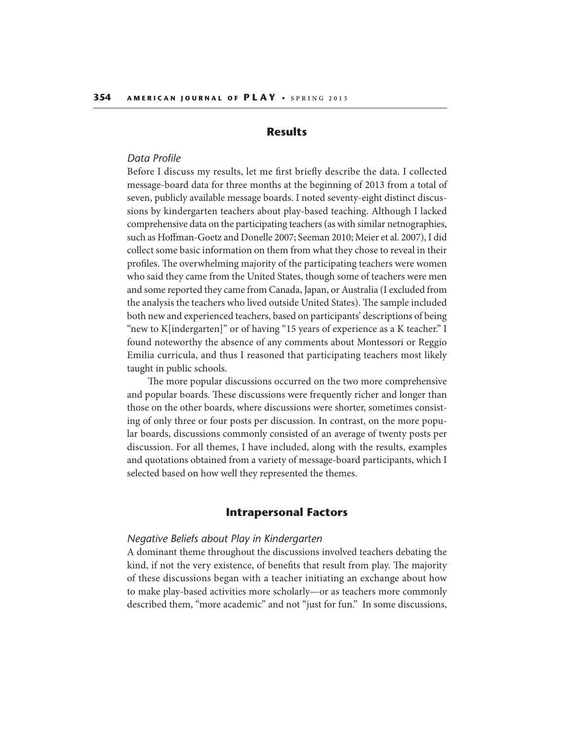## Results

### *Data Profile*

Before I discuss my results, let me first briefly describe the data. I collected message-board data for three months at the beginning of 2013 from a total of seven, publicly available message boards. I noted seventy-eight distinct discussions by kindergarten teachers about play-based teaching. Although I lacked comprehensive data on the participating teachers (as with similar netnographies, such as Hoffman-Goetz and Donelle 2007; Seeman 2010; Meier et al. 2007), I did collect some basic information on them from what they chose to reveal in their profiles. The overwhelming majority of the participating teachers were women who said they came from the United States, though some of teachers were men and some reported they came from Canada, Japan, or Australia (I excluded from the analysis the teachers who lived outside United States). The sample included both new and experienced teachers, based on participants' descriptions of being "new to K[indergarten]" or of having "15 years of experience as a K teacher." I found noteworthy the absence of any comments about Montessori or Reggio Emilia curricula, and thus I reasoned that participating teachers most likely taught in public schools.

The more popular discussions occurred on the two more comprehensive and popular boards. These discussions were frequently richer and longer than those on the other boards, where discussions were shorter, sometimes consisting of only three or four posts per discussion. In contrast, on the more popular boards, discussions commonly consisted of an average of twenty posts per discussion. For all themes, I have included, along with the results, examples and quotations obtained from a variety of message-board participants, which I selected based on how well they represented the themes.

## Intrapersonal Factors

### *Negative Beliefs about Play in Kindergarten*

A dominant theme throughout the discussions involved teachers debating the kind, if not the very existence, of benefits that result from play. The majority of these discussions began with a teacher initiating an exchange about how to make play-based activities more scholarly—or as teachers more commonly described them, "more academic" and not "just for fun." In some discussions,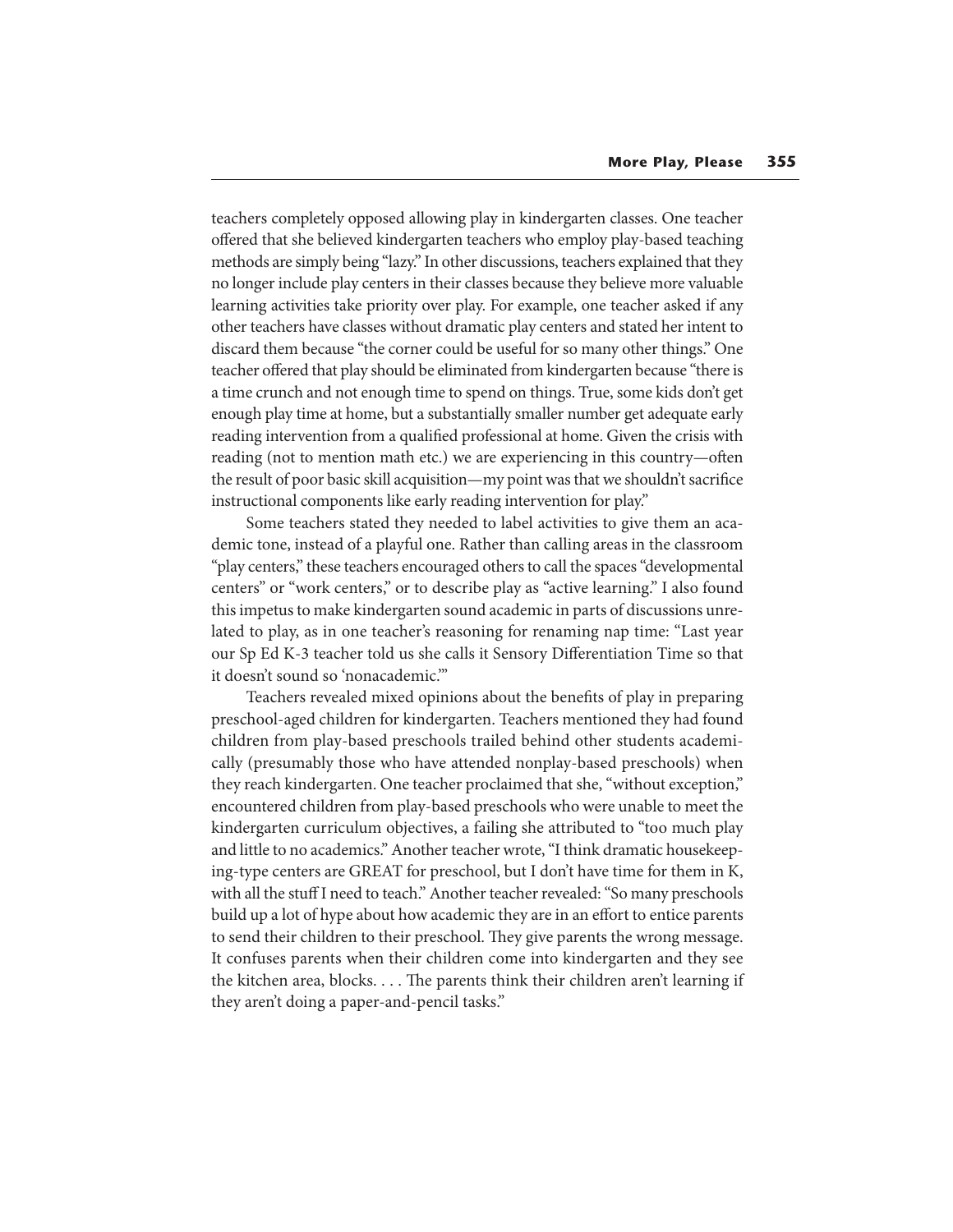teachers completely opposed allowing play in kindergarten classes. One teacher offered that she believed kindergarten teachers who employ play-based teaching methods are simply being "lazy." In other discussions, teachers explained that they no longer include play centers in their classes because they believe more valuable learning activities take priority over play. For example, one teacher asked if any other teachers have classes without dramatic play centers and stated her intent to discard them because "the corner could be useful for so many other things." One teacher offered that play should be eliminated from kindergarten because "there is a time crunch and not enough time to spend on things. True, some kids don't get enough play time at home, but a substantially smaller number get adequate early reading intervention from a qualified professional at home. Given the crisis with reading (not to mention math etc.) we are experiencing in this country—often the result of poor basic skill acquisition—my point was that we shouldn't sacrifice instructional components like early reading intervention for play."

Some teachers stated they needed to label activities to give them an academic tone, instead of a playful one. Rather than calling areas in the classroom "play centers," these teachers encouraged others to call the spaces "developmental centers" or "work centers," or to describe play as "active learning." I also found this impetus to make kindergarten sound academic in parts of discussions unrelated to play, as in one teacher's reasoning for renaming nap time: "Last year our Sp Ed K-3 teacher told us she calls it Sensory Differentiation Time so that it doesn't sound so 'nonacademic.'"

Teachers revealed mixed opinions about the benefits of play in preparing preschool-aged children for kindergarten. Teachers mentioned they had found children from play-based preschools trailed behind other students academically (presumably those who have attended nonplay-based preschools) when they reach kindergarten. One teacher proclaimed that she, "without exception," encountered children from play-based preschools who were unable to meet the kindergarten curriculum objectives, a failing she attributed to "too much play and little to no academics." Another teacher wrote, "I think dramatic housekeeping-type centers are GREAT for preschool, but I don't have time for them in K, with all the stuff I need to teach." Another teacher revealed: "So many preschools build up a lot of hype about how academic they are in an effort to entice parents to send their children to their preschool. They give parents the wrong message. It confuses parents when their children come into kindergarten and they see the kitchen area, blocks. . . . The parents think their children aren't learning if they aren't doing a paper-and-pencil tasks."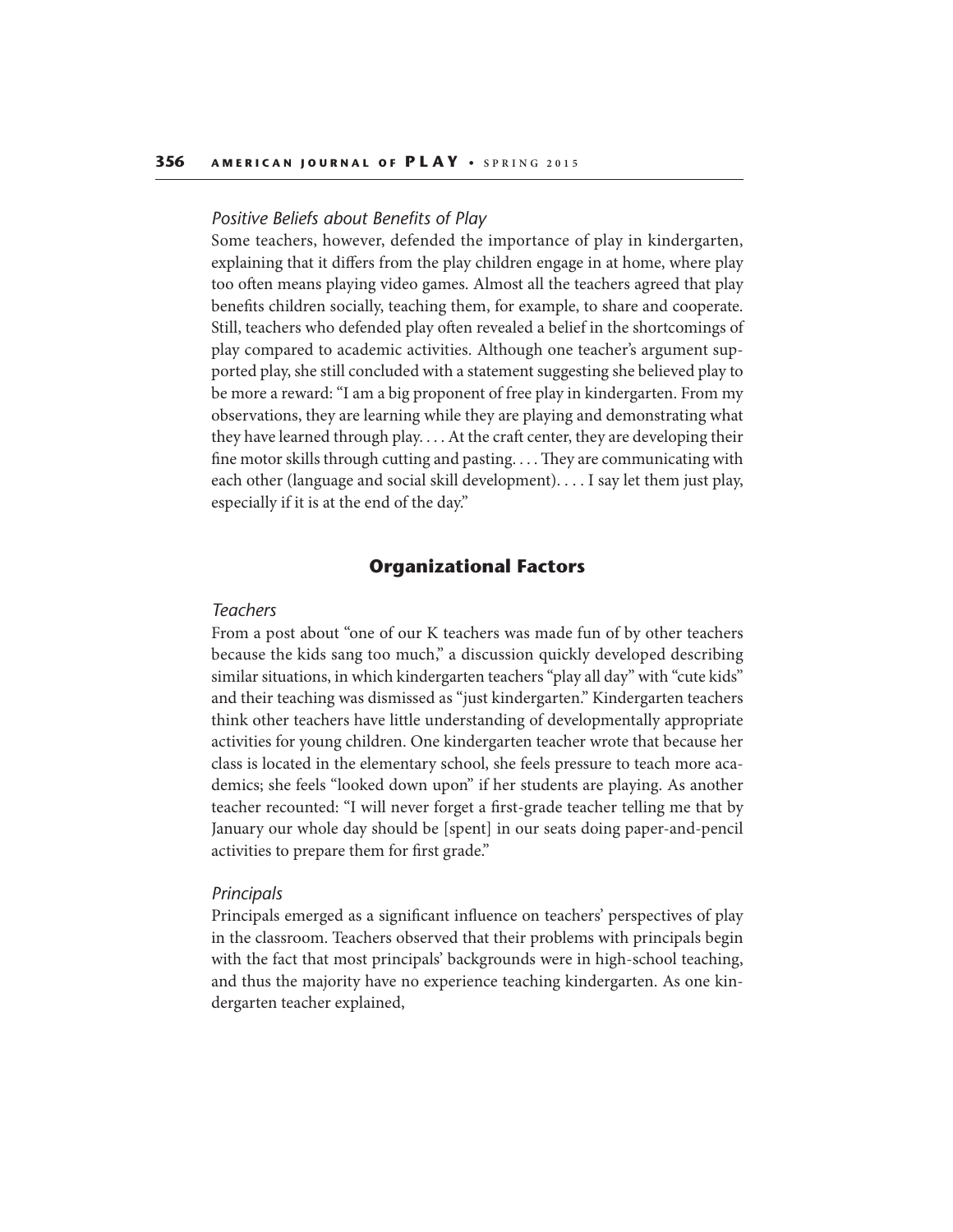*Positive Beliefs about Benefits of Play*

Some teachers, however, defended the importance of play in kindergarten, explaining that it differs from the play children engage in at home, where play too often means playing video games. Almost all the teachers agreed that play benefits children socially, teaching them, for example, to share and cooperate. Still, teachers who defended play often revealed a belief in the shortcomings of play compared to academic activities. Although one teacher's argument supported play, she still concluded with a statement suggesting she believed play to be more a reward: "I am a big proponent of free play in kindergarten. From my observations, they are learning while they are playing and demonstrating what they have learned through play. . . . At the craft center, they are developing their fine motor skills through cutting and pasting. . . . They are communicating with each other (language and social skill development). . . . I say let them just play, especially if it is at the end of the day."

## Organizational Factors

*Teachers*

From a post about "one of our K teachers was made fun of by other teachers because the kids sang too much," a discussion quickly developed describing similar situations, in which kindergarten teachers "play all day" with "cute kids" and their teaching was dismissed as "just kindergarten." Kindergarten teachers think other teachers have little understanding of developmentally appropriate activities for young children. One kindergarten teacher wrote that because her class is located in the elementary school, she feels pressure to teach more academics; she feels "looked down upon" if her students are playing. As another teacher recounted: "I will never forget a first-grade teacher telling me that by January our whole day should be [spent] in our seats doing paper-and-pencil activities to prepare them for first grade."

*Principals*

Principals emerged as a significant influence on teachers' perspectives of play in the classroom. Teachers observed that their problems with principals begin with the fact that most principals' backgrounds were in high-school teaching, and thus the majority have no experience teaching kindergarten. As one kindergarten teacher explained,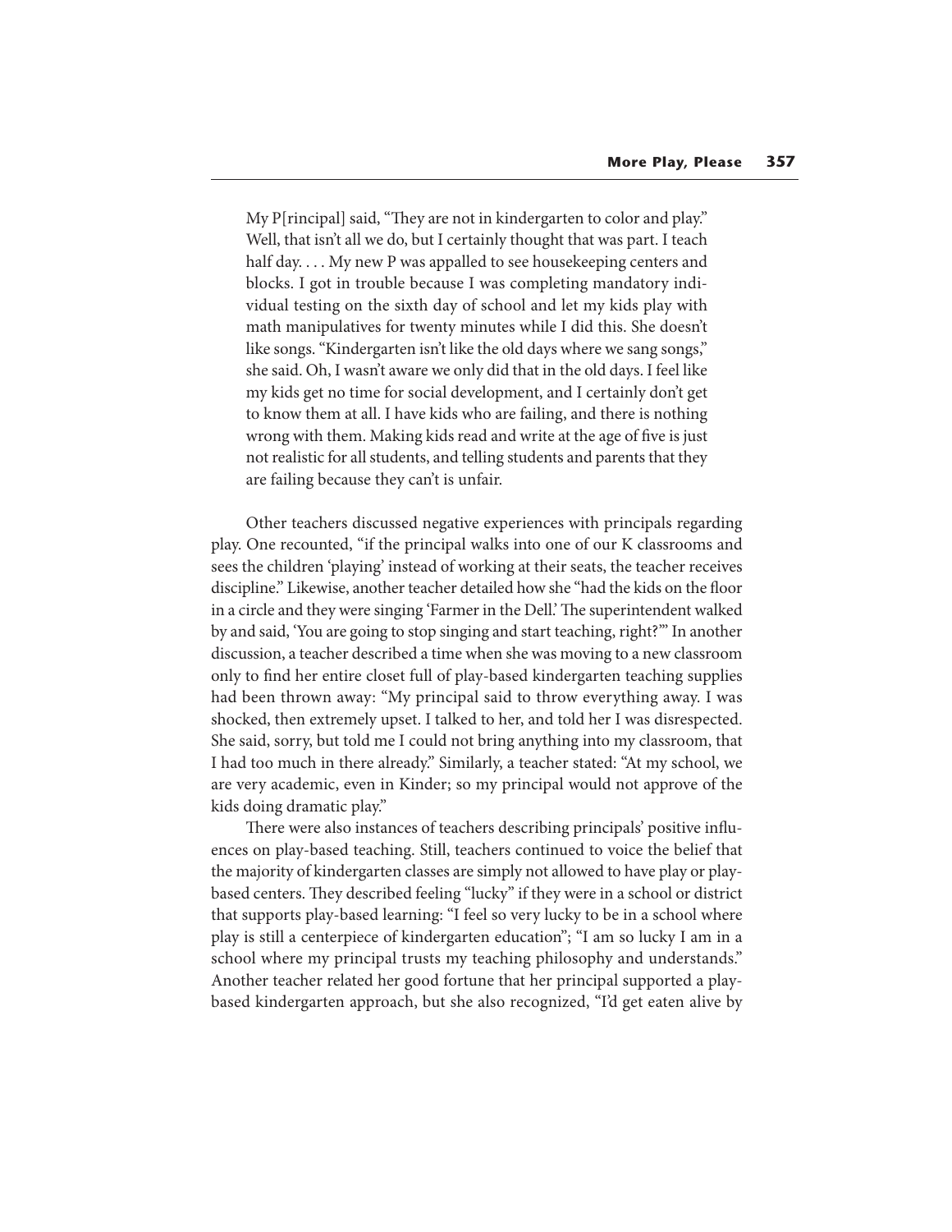> My P[rincipal] said, "They are not in kindergarten to color and play." Well, that isn't all we do, but I certainly thought that was part. I teach half day. . . . My new P was appalled to see housekeeping centers and blocks. I got in trouble because I was completing mandatory individual testing on the sixth day of school and let my kids play with math manipulatives for twenty minutes while I did this. She doesn't like songs. "Kindergarten isn't like the old days where we sang songs," she said. Oh, I wasn't aware we only did that in the old days. I feel like my kids get no time for social development, and I certainly don't get to know them at all. I have kids who are failing, and there is nothing wrong with them. Making kids read and write at the age of five is just not realistic for all students, and telling students and parents that they are failing because they can't is unfair.

Other teachers discussed negative experiences with principals regarding play. One recounted, "if the principal walks into one of our K classrooms and sees the children 'playing' instead of working at their seats, the teacher receives discipline." Likewise, another teacher detailed how she "had the kids on the floor in a circle and they were singing 'Farmer in the Dell.' The superintendent walked by and said, 'You are going to stop singing and start teaching, right?'" In another discussion, a teacher described a time when she was moving to a new classroom only to find her entire closet full of play-based kindergarten teaching supplies had been thrown away: "My principal said to throw everything away. I was shocked, then extremely upset. I talked to her, and told her I was disrespected. She said, sorry, but told me I could not bring anything into my classroom, that I had too much in there already." Similarly, a teacher stated: "At my school, we are very academic, even in Kinder; so my principal would not approve of the kids doing dramatic play."

There were also instances of teachers describing principals' positive influences on play-based teaching. Still, teachers continued to voice the belief that the majority of kindergarten classes are simply not allowed to have play or play-based centers. They described feeling "lucky" if they were in a school or district that supports play-based learning: "I feel so very lucky to be in a school where play is still a centerpiece of kindergarten education"; "I am so lucky I am in a school where my principal trusts my teaching philosophy and understands." Another teacher related her good fortune that her principal supported a play-based kindergarten approach, but she also recognized, "I'd get eaten alive by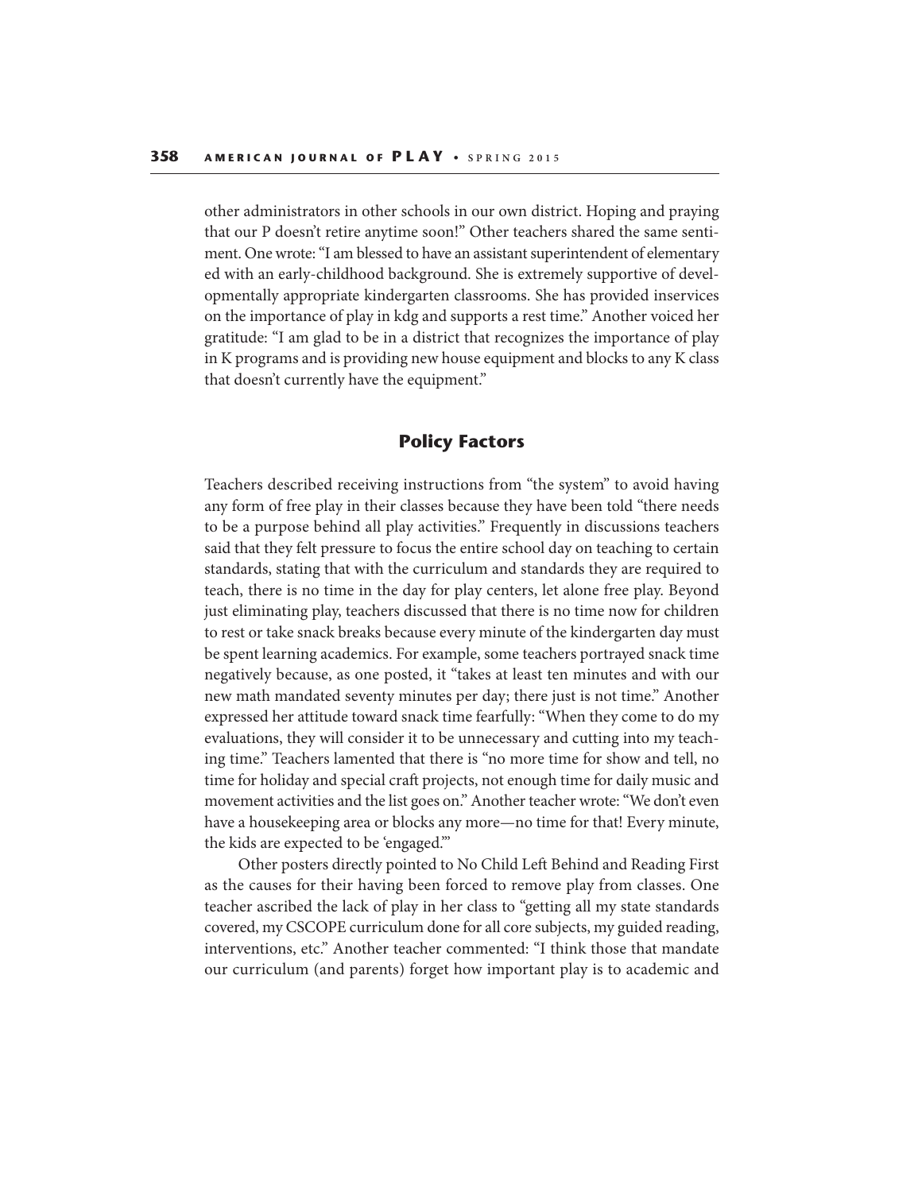other administrators in other schools in our own district. Hoping and praying that our P doesn't retire anytime soon!" Other teachers shared the same sentiment. One wrote: "I am blessed to have an assistant superintendent of elementary ed with an early-childhood background. She is extremely supportive of developmentally appropriate kindergarten classrooms. She has provided inservices on the importance of play in kdg and supports a rest time." Another voiced her gratitude: "I am glad to be in a district that recognizes the importance of play in K programs and is providing new house equipment and blocks to any K class that doesn't currently have the equipment."

## Policy Factors

Teachers described receiving instructions from "the system" to avoid having any form of free play in their classes because they have been told "there needs to be a purpose behind all play activities." Frequently in discussions teachers said that they felt pressure to focus the entire school day on teaching to certain standards, stating that with the curriculum and standards they are required to teach, there is no time in the day for play centers, let alone free play. Beyond just eliminating play, teachers discussed that there is no time now for children to rest or take snack breaks because every minute of the kindergarten day must be spent learning academics. For example, some teachers portrayed snack time negatively because, as one posted, it "takes at least ten minutes and with our new math mandated seventy minutes per day; there just is not time." Another expressed her attitude toward snack time fearfully: "When they come to do my evaluations, they will consider it to be unnecessary and cutting into my teaching time." Teachers lamented that there is "no more time for show and tell, no time for holiday and special craft projects, not enough time for daily music and movement activities and the list goes on." Another teacher wrote: "We don't even have a housekeeping area or blocks any more—no time for that! Every minute, the kids are expected to be 'engaged.'"

Other posters directly pointed to No Child Left Behind and Reading First as the causes for their having been forced to remove play from classes. One teacher ascribed the lack of play in her class to "getting all my state standards covered, my CSCOPE curriculum done for all core subjects, my guided reading, interventions, etc." Another teacher commented: "I think those that mandate our curriculum (and parents) forget how important play is to academic and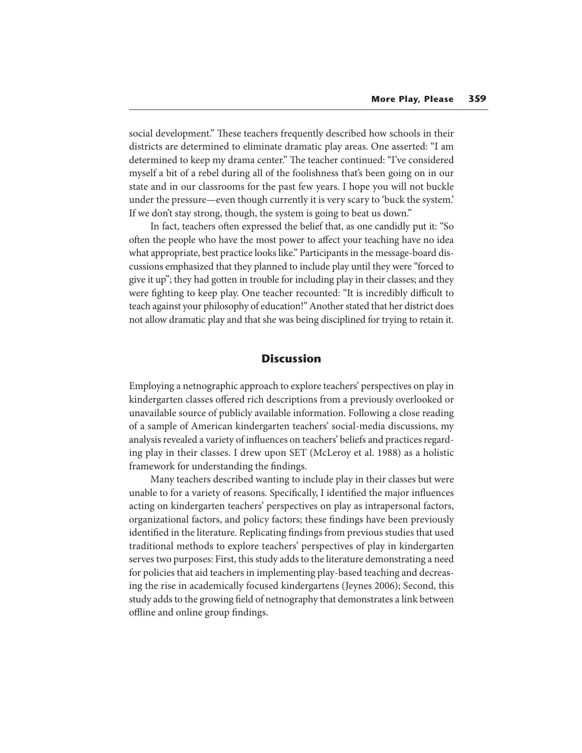social development." These teachers frequently described how schools in their districts are determined to eliminate dramatic play areas. One asserted: "I am determined to keep my drama center." The teacher continued: "I've considered myself a bit of a rebel during all of the foolishness that's been going on in our state and in our classrooms for the past few years. I hope you will not buckle under the pressure—even though currently it is very scary to 'buck the system.' If we don't stay strong, though, the system is going to beat us down."

In fact, teachers often expressed the belief that, as one candidly put it: "So often the people who have the most power to affect your teaching have no idea what appropriate, best practice looks like." Participants in the message-board discussions emphasized that they planned to include play until they were "forced to give it up"; they had gotten in trouble for including play in their classes; and they were fighting to keep play. One teacher recounted: "It is incredibly difficult to teach against your philosophy of education!" Another stated that her district does not allow dramatic play and that she was being disciplined for trying to retain it.

## Discussion

Employing a netnographic approach to explore teachers' perspectives on play in kindergarten classes offered rich descriptions from a previously overlooked or unavailable source of publicly available information. Following a close reading of a sample of American kindergarten teachers' social-media discussions, my analysis revealed a variety of influences on teachers' beliefs and practices regarding play in their classes. I drew upon SET (McLeroy et al. 1988) as a holistic framework for understanding the findings.

Many teachers described wanting to include play in their classes but were unable to for a variety of reasons. Specifically, I identified the major influences acting on kindergarten teachers' perspectives on play as intrapersonal factors, organizational factors, and policy factors; these findings have been previously identified in the literature. Replicating findings from previous studies that used traditional methods to explore teachers' perspectives of play in kindergarten serves two purposes: First, this study adds to the literature demonstrating a need for policies that aid teachers in implementing play-based teaching and decreasing the rise in academically focused kindergartens (Jeynes 2006); Second, this study adds to the growing field of netnography that demonstrates a link between offline and online group findings.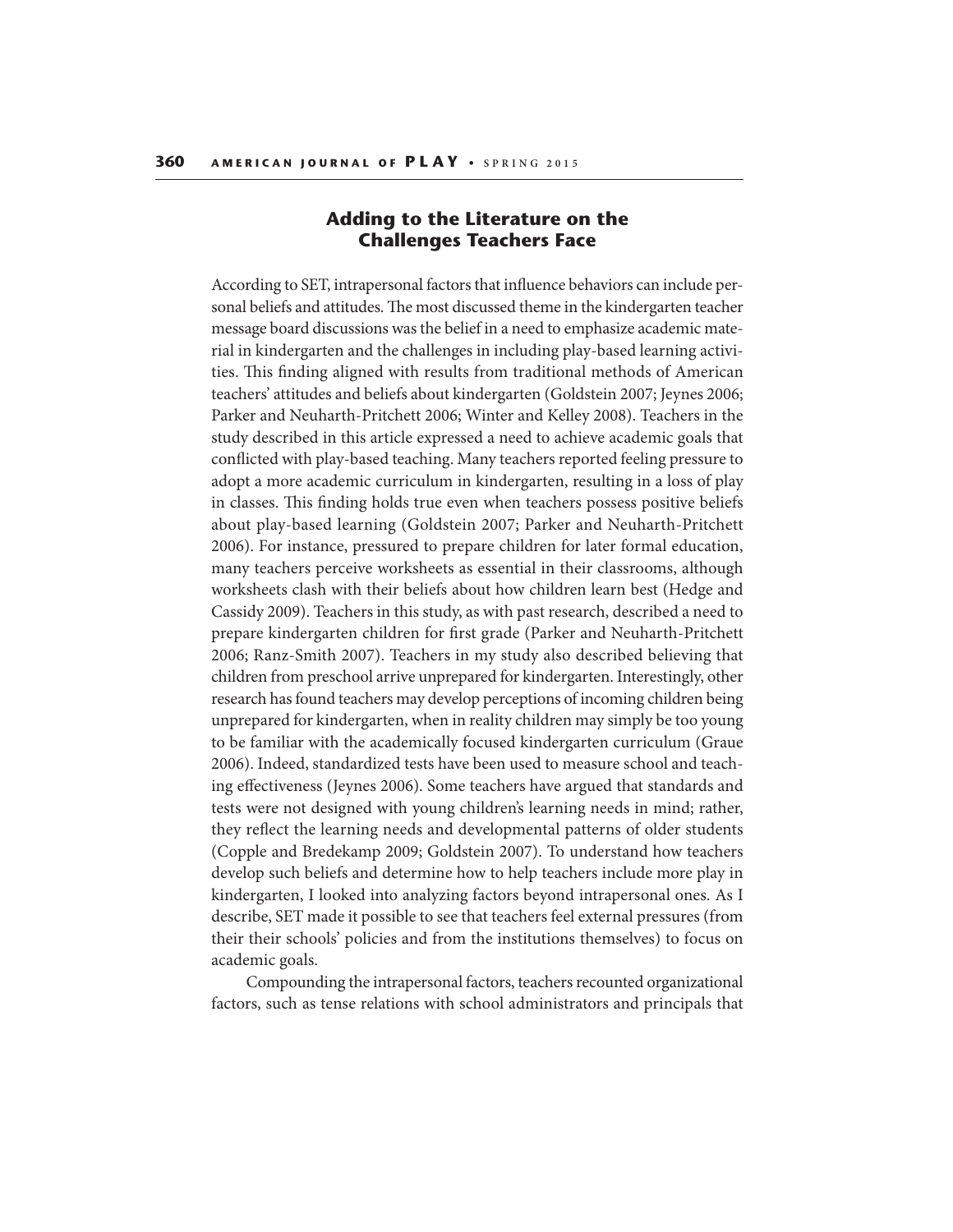## Adding to the Literature on the Challenges Teachers Face

According to SET, intrapersonal factors that influence behaviors can include personal beliefs and attitudes. The most discussed theme in the kindergarten teacher message board discussions was the belief in a need to emphasize academic material in kindergarten and the challenges in including play-based learning activities. This finding aligned with results from traditional methods of American teachers' attitudes and beliefs about kindergarten (Goldstein 2007; Jeynes 2006; Parker and Neuharth-Pritchett 2006; Winter and Kelley 2008). Teachers in the study described in this article expressed a need to achieve academic goals that conflicted with play-based teaching. Many teachers reported feeling pressure to adopt a more academic curriculum in kindergarten, resulting in a loss of play in classes. This finding holds true even when teachers possess positive beliefs about play-based learning (Goldstein 2007; Parker and Neuharth-Pritchett 2006). For instance, pressured to prepare children for later formal education, many teachers perceive worksheets as essential in their classrooms, although worksheets clash with their beliefs about how children learn best (Hedge and Cassidy 2009). Teachers in this study, as with past research, described a need to prepare kindergarten children for first grade (Parker and Neuharth-Pritchett 2006; Ranz-Smith 2007). Teachers in my study also described believing that children from preschool arrive unprepared for kindergarten. Interestingly, other research has found teachers may develop perceptions of incoming children being unprepared for kindergarten, when in reality children may simply be too young to be familiar with the academically focused kindergarten curriculum (Graue 2006). Indeed, standardized tests have been used to measure school and teaching effectiveness (Jeynes 2006). Some teachers have argued that standards and tests were not designed with young children's learning needs in mind; rather, they reflect the learning needs and developmental patterns of older students (Copple and Bredekamp 2009; Goldstein 2007). To understand how teachers develop such beliefs and determine how to help teachers include more play in kindergarten, I looked into analyzing factors beyond intrapersonal ones. As I describe, SET made it possible to see that teachers feel external pressures (from their their schools' policies and from the institutions themselves) to focus on academic goals.

Compounding the intrapersonal factors, teachers recounted organizational factors, such as tense relations with school administrators and principals that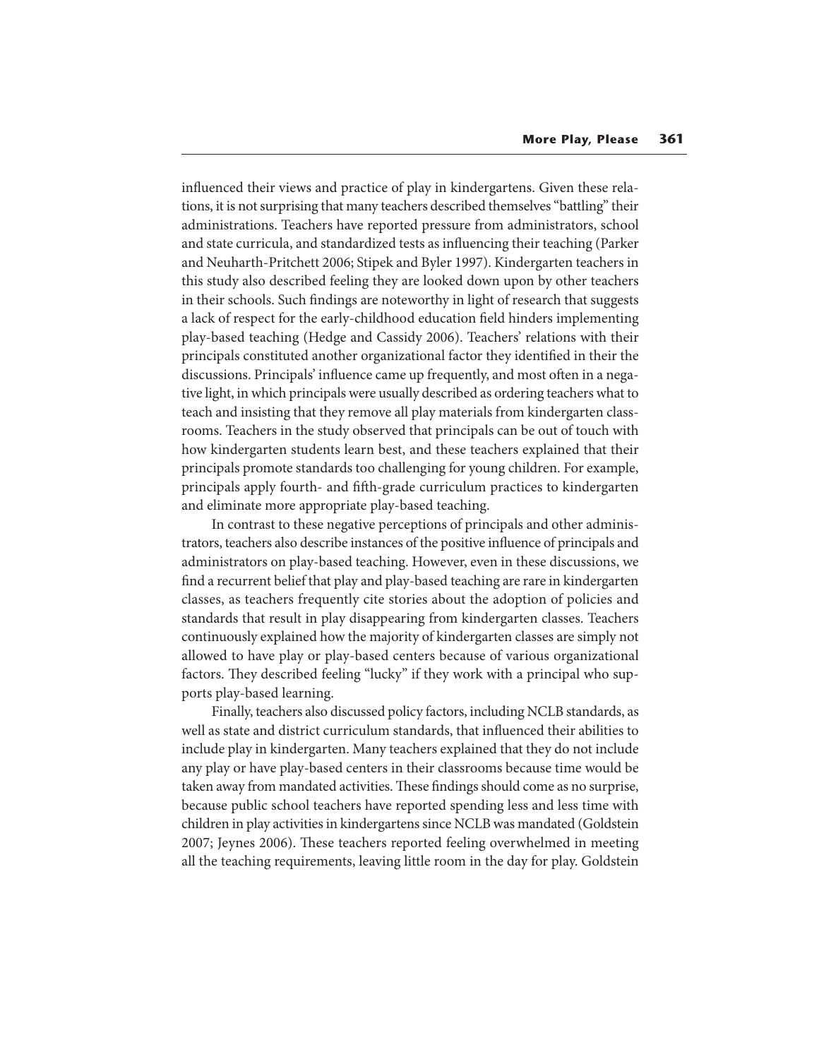influenced their views and practice of play in kindergartens. Given these relations, it is not surprising that many teachers described themselves "battling" their administrations. Teachers have reported pressure from administrators, school and state curricula, and standardized tests as influencing their teaching (Parker and Neuharth-Pritchett 2006; Stipek and Byler 1997). Kindergarten teachers in this study also described feeling they are looked down upon by other teachers in their schools. Such findings are noteworthy in light of research that suggests a lack of respect for the early-childhood education field hinders implementing play-based teaching (Hedge and Cassidy 2006). Teachers' relations with their principals constituted another organizational factor they identified in their the discussions. Principals' influence came up frequently, and most often in a negative light, in which principals were usually described as ordering teachers what to teach and insisting that they remove all play materials from kindergarten classrooms. Teachers in the study observed that principals can be out of touch with how kindergarten students learn best, and these teachers explained that their principals promote standards too challenging for young children. For example, principals apply fourth- and fifth-grade curriculum practices to kindergarten and eliminate more appropriate play-based teaching.

In contrast to these negative perceptions of principals and other administrators, teachers also describe instances of the positive influence of principals and administrators on play-based teaching. However, even in these discussions, we find a recurrent belief that play and play-based teaching are rare in kindergarten classes, as teachers frequently cite stories about the adoption of policies and standards that result in play disappearing from kindergarten classes. Teachers continuously explained how the majority of kindergarten classes are simply not allowed to have play or play-based centers because of various organizational factors. They described feeling "lucky" if they work with a principal who supports play-based learning.

Finally, teachers also discussed policy factors, including NCLB standards, as well as state and district curriculum standards, that influenced their abilities to include play in kindergarten. Many teachers explained that they do not include any play or have play-based centers in their classrooms because time would be taken away from mandated activities. These findings should come as no surprise, because public school teachers have reported spending less and less time with children in play activities in kindergartens since NCLB was mandated (Goldstein 2007; Jeynes 2006). These teachers reported feeling overwhelmed in meeting all the teaching requirements, leaving little room in the day for play. Goldstein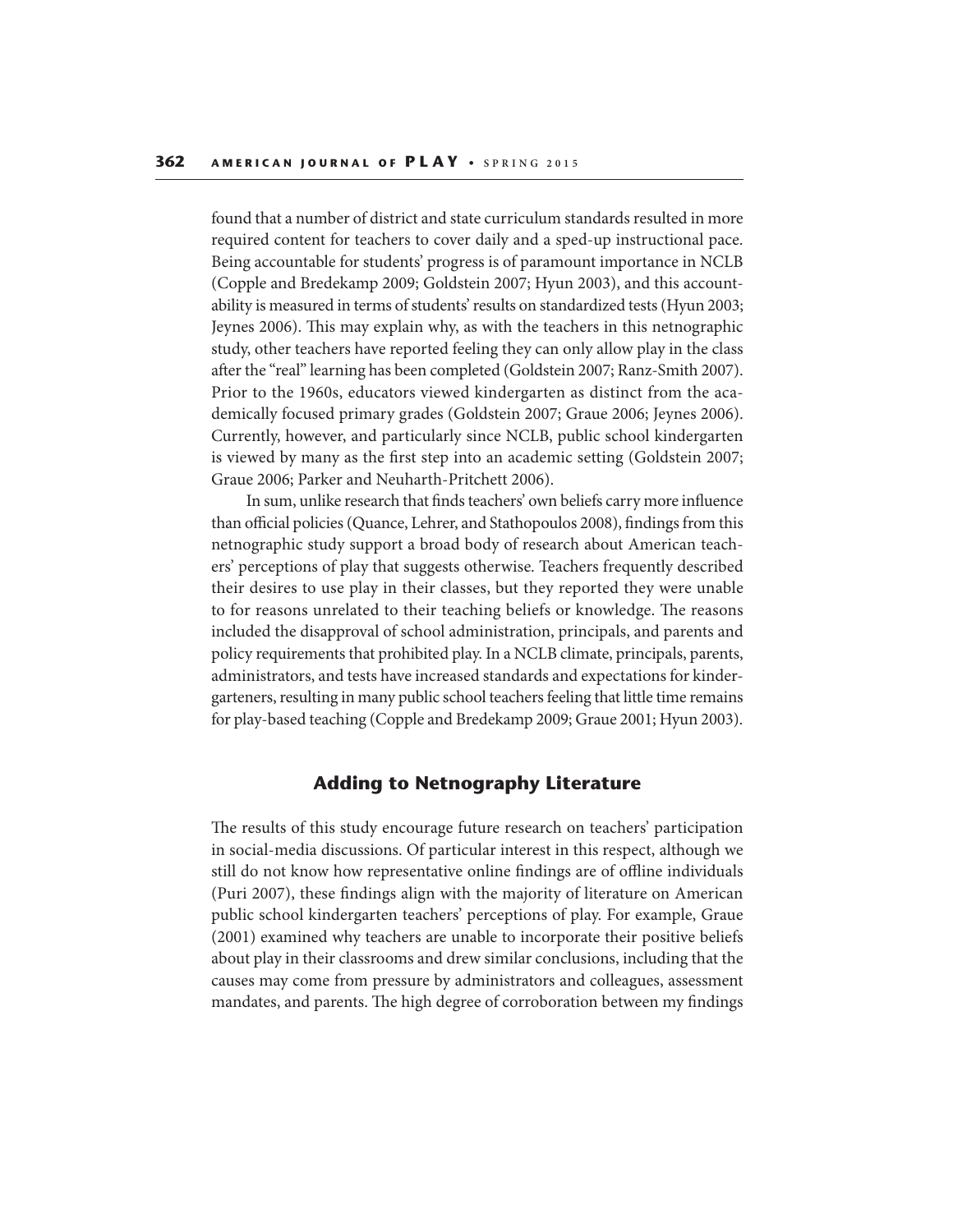found that a number of district and state curriculum standards resulted in more required content for teachers to cover daily and a sped-up instructional pace. Being accountable for students' progress is of paramount importance in NCLB (Copple and Bredekamp 2009; Goldstein 2007; Hyun 2003), and this accountability is measured in terms of students' results on standardized tests (Hyun 2003; Jeynes 2006). This may explain why, as with the teachers in this netnographic study, other teachers have reported feeling they can only allow play in the class after the "real" learning has been completed (Goldstein 2007; Ranz-Smith 2007). Prior to the 1960s, educators viewed kindergarten as distinct from the academically focused primary grades (Goldstein 2007; Graue 2006; Jeynes 2006). Currently, however, and particularly since NCLB, public school kindergarten is viewed by many as the first step into an academic setting (Goldstein 2007; Graue 2006; Parker and Neuharth-Pritchett 2006).

In sum, unlike research that finds teachers' own beliefs carry more influence than official policies (Quance, Lehrer, and Stathopoulos 2008), findings from this netnographic study support a broad body of research about American teachers' perceptions of play that suggests otherwise. Teachers frequently described their desires to use play in their classes, but they reported they were unable to for reasons unrelated to their teaching beliefs or knowledge. The reasons included the disapproval of school administration, principals, and parents and policy requirements that prohibited play. In a NCLB climate, principals, parents, administrators, and tests have increased standards and expectations for kindergarteners, resulting in many public school teachers feeling that little time remains for play-based teaching (Copple and Bredekamp 2009; Graue 2001; Hyun 2003).

## Adding to Netnography Literature

The results of this study encourage future research on teachers' participation in social-media discussions. Of particular interest in this respect, although we still do not know how representative online findings are of offline individuals (Puri 2007), these findings align with the majority of literature on American public school kindergarten teachers' perceptions of play. For example, Graue (2001) examined why teachers are unable to incorporate their positive beliefs about play in their classrooms and drew similar conclusions, including that the causes may come from pressure by administrators and colleagues, assessment mandates, and parents. The high degree of corroboration between my findings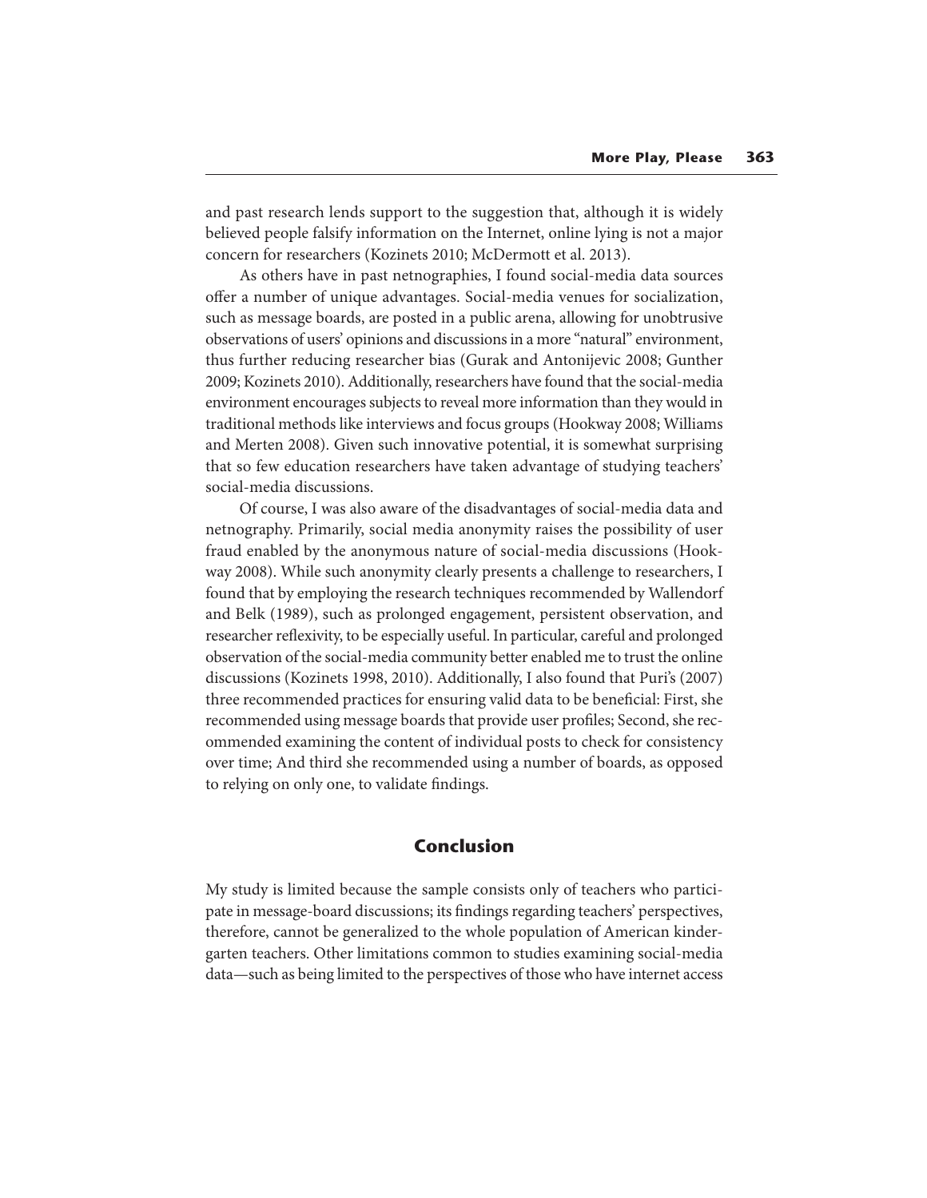and past research lends support to the suggestion that, although it is widely believed people falsify information on the Internet, online lying is not a major concern for researchers (Kozinets 2010; McDermott et al. 2013).

As others have in past netnographies, I found social-media data sources offer a number of unique advantages. Social-media venues for socialization, such as message boards, are posted in a public arena, allowing for unobtrusive observations of users' opinions and discussions in a more "natural" environment, thus further reducing researcher bias (Gurak and Antonijevic 2008; Gunther 2009; Kozinets 2010). Additionally, researchers have found that the social-media environment encourages subjects to reveal more information than they would in traditional methods like interviews and focus groups (Hookway 2008; Williams and Merten 2008). Given such innovative potential, it is somewhat surprising that so few education researchers have taken advantage of studying teachers' social-media discussions.

Of course, I was also aware of the disadvantages of social-media data and netnography. Primarily, social media anonymity raises the possibility of user fraud enabled by the anonymous nature of social-media discussions (Hookway 2008). While such anonymity clearly presents a challenge to researchers, I found that by employing the research techniques recommended by Wallendorf and Belk (1989), such as prolonged engagement, persistent observation, and researcher reflexivity, to be especially useful. In particular, careful and prolonged observation of the social-media community better enabled me to trust the online discussions (Kozinets 1998, 2010). Additionally, I also found that Puri's (2007) three recommended practices for ensuring valid data to be beneficial: First, she recommended using message boards that provide user profiles; Second, she recommended examining the content of individual posts to check for consistency over time; And third she recommended using a number of boards, as opposed to relying on only one, to validate findings.

## Conclusion

My study is limited because the sample consists only of teachers who participate in message-board discussions; its findings regarding teachers' perspectives, therefore, cannot be generalized to the whole population of American kindergarten teachers. Other limitations common to studies examining social-media data—such as being limited to the perspectives of those who have internet access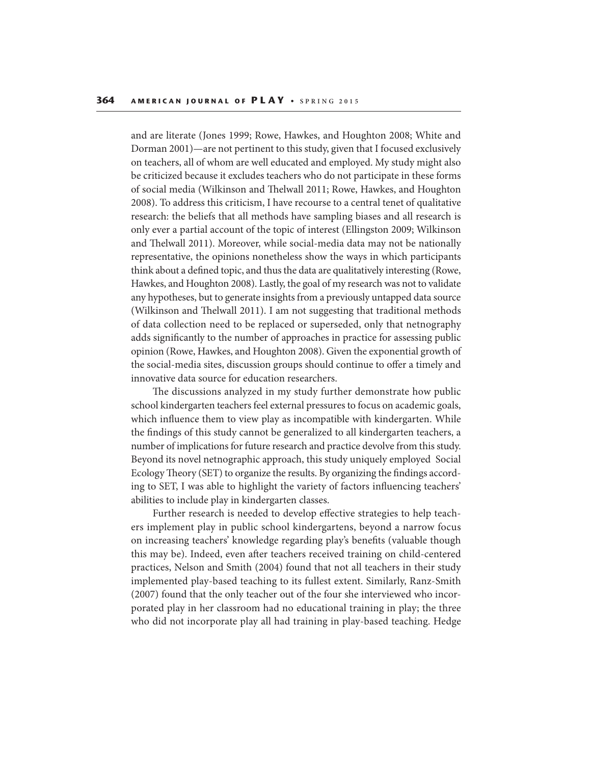and are literate (Jones 1999; Rowe, Hawkes, and Houghton 2008; White and Dorman 2001)—are not pertinent to this study, given that I focused exclusively on teachers, all of whom are well educated and employed. My study might also be criticized because it excludes teachers who do not participate in these forms of social media (Wilkinson and Thelwall 2011; Rowe, Hawkes, and Houghton 2008). To address this criticism, I have recourse to a central tenet of qualitative research: the beliefs that all methods have sampling biases and all research is only ever a partial account of the topic of interest (Ellingston 2009; Wilkinson and Thelwall 2011). Moreover, while social-media data may not be nationally representative, the opinions nonetheless show the ways in which participants think about a defined topic, and thus the data are qualitatively interesting (Rowe, Hawkes, and Houghton 2008). Lastly, the goal of my research was not to validate any hypotheses, but to generate insights from a previously untapped data source (Wilkinson and Thelwall 2011). I am not suggesting that traditional methods of data collection need to be replaced or superseded, only that netnography adds significantly to the number of approaches in practice for assessing public opinion (Rowe, Hawkes, and Houghton 2008). Given the exponential growth of the social-media sites, discussion groups should continue to offer a timely and innovative data source for education researchers.

The discussions analyzed in my study further demonstrate how public school kindergarten teachers feel external pressures to focus on academic goals, which influence them to view play as incompatible with kindergarten. While the findings of this study cannot be generalized to all kindergarten teachers, a number of implications for future research and practice devolve from this study. Beyond its novel netnographic approach, this study uniquely employed Social Ecology Theory (SET) to organize the results. By organizing the findings according to SET, I was able to highlight the variety of factors influencing teachers' abilities to include play in kindergarten classes.

Further research is needed to develop effective strategies to help teachers implement play in public school kindergartens, beyond a narrow focus on increasing teachers' knowledge regarding play's benefits (valuable though this may be). Indeed, even after teachers received training on child-centered practices, Nelson and Smith (2004) found that not all teachers in their study implemented play-based teaching to its fullest extent. Similarly, Ranz-Smith (2007) found that the only teacher out of the four she interviewed who incorporated play in her classroom had no educational training in play; the three who did not incorporate play all had training in play-based teaching. Hedge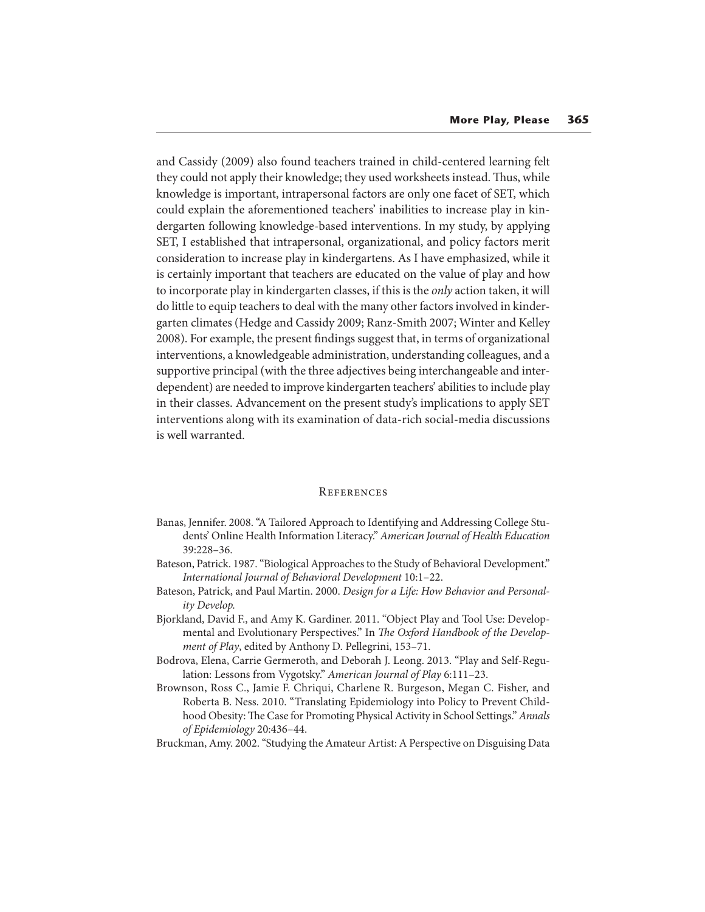and Cassidy (2009) also found teachers trained in child-centered learning felt they could not apply their knowledge; they used worksheets instead. Thus, while knowledge is important, intrapersonal factors are only one facet of SET, which could explain the aforementioned teachers' inabilities to increase play in kindergarten following knowledge-based interventions. In my study, by applying SET, I established that intrapersonal, organizational, and policy factors merit consideration to increase play in kindergartens. As I have emphasized, while it is certainly important that teachers are educated on the value of play and how to incorporate play in kindergarten classes, if this is the *only* action taken, it will do little to equip teachers to deal with the many other factors involved in kindergarten climates (Hedge and Cassidy 2009; Ranz-Smith 2007; Winter and Kelley 2008). For example, the present findings suggest that, in terms of organizational interventions, a knowledgeable administration, understanding colleagues, and a supportive principal (with the three adjectives being interchangeable and interdependent) are needed to improve kindergarten teachers' abilities to include play in their classes. Advancement on the present study's implications to apply SET interventions along with its examination of data-rich social-media discussions is well warranted.

## References

Banas, Jennifer. 2008. "A Tailored Approach to Identifying and Addressing College Students' Online Health Information Literacy." *American Journal of Health Education* 39:228–36.

Bateson, Patrick. 1987. "Biological Approaches to the Study of Behavioral Development." *International Journal of Behavioral Development* 10:1–22.

Bateson, Patrick, and Paul Martin. 2000. *Design for a Life: How Behavior and Personality Develop.*

Bjorkland, David F., and Amy K. Gardiner. 2011. "Object Play and Tool Use: Developmental and Evolutionary Perspectives." In *The Oxford Handbook of the Development of Play*, edited by Anthony D. Pellegrini, 153–71.

Bodrova, Elena, Carrie Germeroth, and Deborah J. Leong. 2013. "Play and Self-Regulation: Lessons from Vygotsky." *American Journal of Play* 6:111–23.

Brownson, Ross C., Jamie F. Chriqui, Charlene R. Burgeson, Megan C. Fisher, and Roberta B. Ness. 2010. "Translating Epidemiology into Policy to Prevent Childhood Obesity: The Case for Promoting Physical Activity in School Settings." *Annals of Epidemiology* 20:436–44.

Bruckman, Amy. 2002. "Studying the Amateur Artist: A Perspective on Disguising Data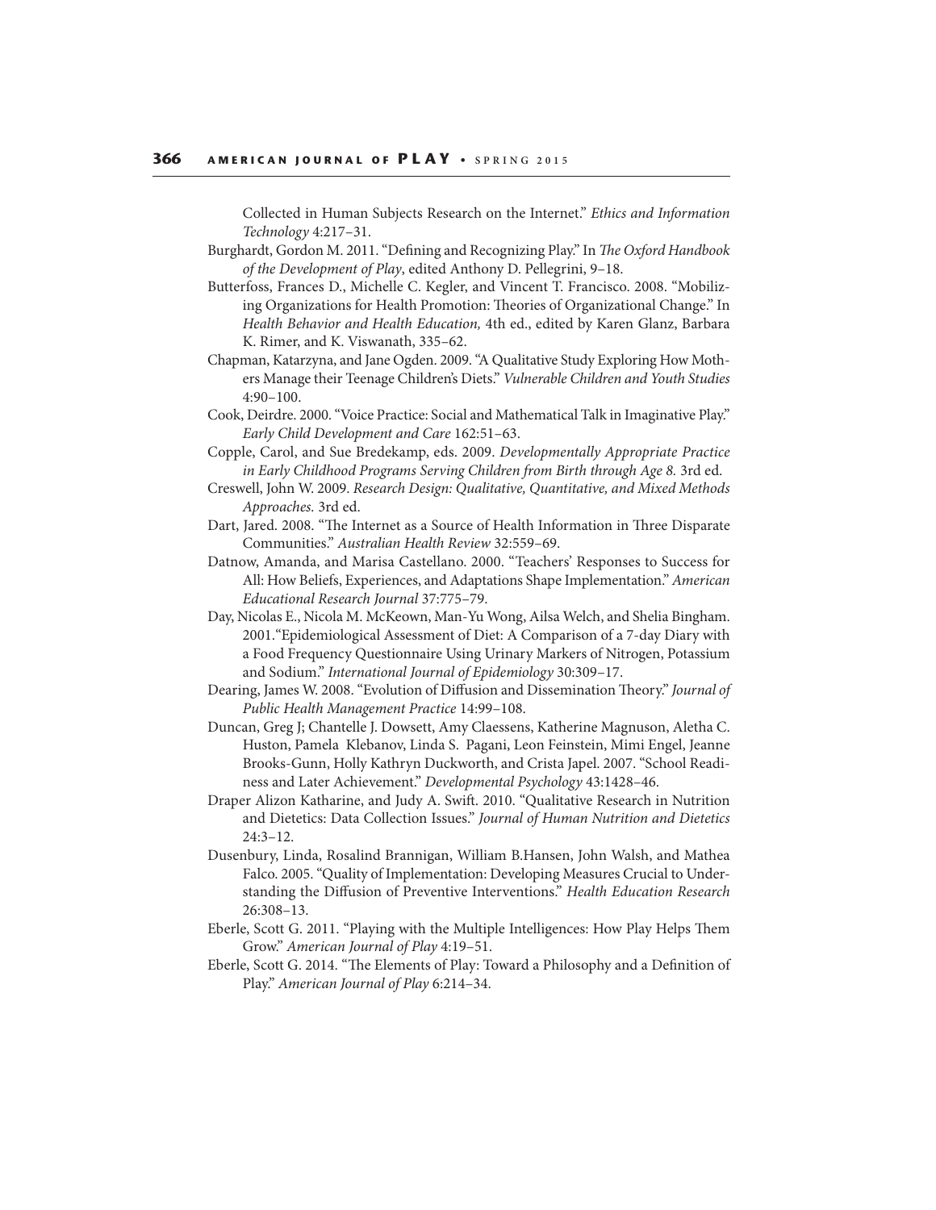Collected in Human Subjects Research on the Internet." *Ethics and Information Technology* 4:217–31.

Burghardt, Gordon M. 2011. "Defining and Recognizing Play." In *The Oxford Handbook of the Development of Play*, edited Anthony D. Pellegrini, 9–18.

Butterfoss, Frances D., Michelle C. Kegler, and Vincent T. Francisco. 2008. "Mobilizing Organizations for Health Promotion: Theories of Organizational Change." In *Health Behavior and Health Education,* 4th ed., edited by Karen Glanz, Barbara K. Rimer, and K. Viswanath, 335–62.

Chapman, Katarzyna, and Jane Ogden. 2009. "A Qualitative Study Exploring How Mothers Manage their Teenage Children's Diets." *Vulnerable Children and Youth Studies* 4:90–100.

Cook, Deirdre. 2000. "Voice Practice: Social and Mathematical Talk in Imaginative Play." *Early Child Development and Care* 162:51–63.

Copple, Carol, and Sue Bredekamp, eds. 2009. *Developmentally Appropriate Practice in Early Childhood Programs Serving Children from Birth through Age 8.* 3rd ed.

Creswell, John W. 2009. *Research Design: Qualitative, Quantitative, and Mixed Methods Approaches.* 3rd ed.

Dart, Jared. 2008. "The Internet as a Source of Health Information in Three Disparate Communities." *Australian Health Review* 32:559–69.

Datnow, Amanda, and Marisa Castellano. 2000. "Teachers' Responses to Success for All: How Beliefs, Experiences, and Adaptations Shape Implementation." *American Educational Research Journal* 37:775–79.

Day, Nicolas E., Nicola M. McKeown, Man-Yu Wong, Ailsa Welch, and Shelia Bingham. 2001."Epidemiological Assessment of Diet: A Comparison of a 7-day Diary with a Food Frequency Questionnaire Using Urinary Markers of Nitrogen, Potassium and Sodium." *International Journal of Epidemiology* 30:309–17.

Dearing, James W. 2008. "Evolution of Diffusion and Dissemination Theory." *Journal of Public Health Management Practice* 14:99–108.

Duncan, Greg J; Chantelle J. Dowsett, Amy Claessens, Katherine Magnuson, Aletha C. Huston, Pamela Klebanov, Linda S. Pagani, Leon Feinstein, Mimi Engel, Jeanne Brooks-Gunn, Holly Kathryn Duckworth, and Crista Japel. 2007. "School Readiness and Later Achievement." *Developmental Psychology* 43:1428–46.

Draper Alizon Katharine, and Judy A. Swift. 2010. "Qualitative Research in Nutrition and Dietetics: Data Collection Issues." *Journal of Human Nutrition and Dietetics* 24:3–12.

Dusenbury, Linda, Rosalind Brannigan, William B.Hansen, John Walsh, and Mathea Falco. 2005. "Quality of Implementation: Developing Measures Crucial to Understanding the Diffusion of Preventive Interventions." *Health Education Research* 26:308–13.

Eberle, Scott G. 2011. "Playing with the Multiple Intelligences: How Play Helps Them Grow." *American Journal of Play* 4:19–51.

Eberle, Scott G. 2014. "The Elements of Play: Toward a Philosophy and a Definition of Play." *American Journal of Play* 6:214–34.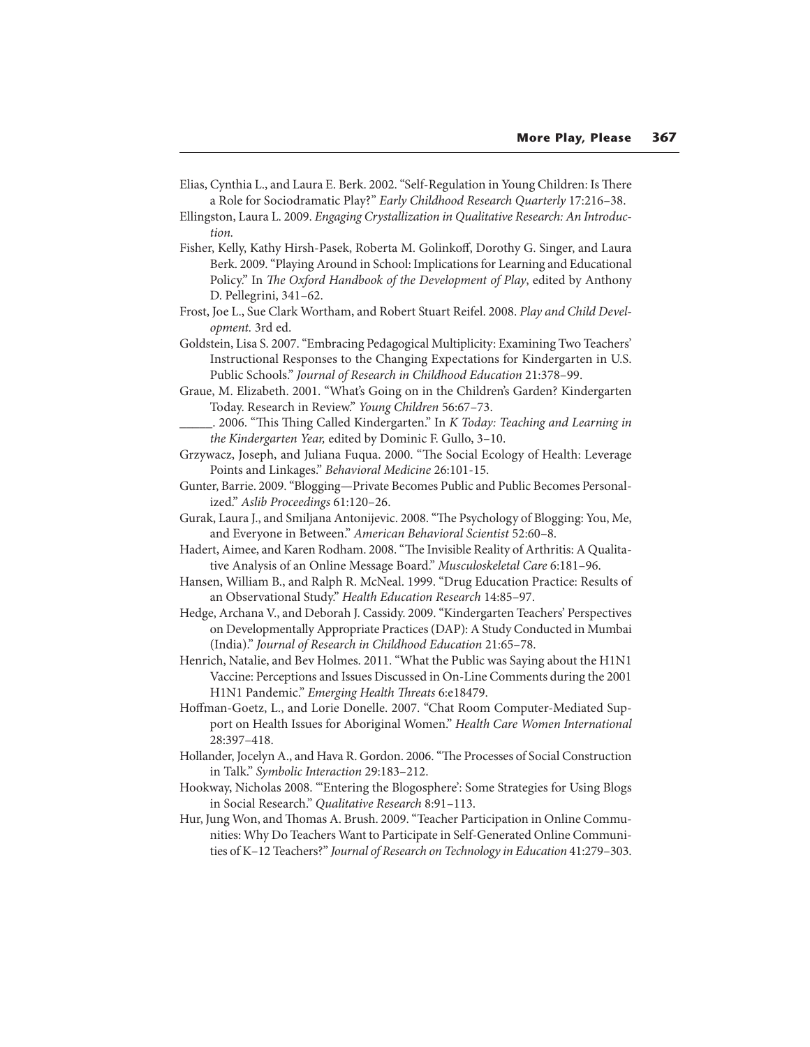Elias, Cynthia L., and Laura E. Berk. 2002. "Self-Regulation in Young Children: Is There a Role for Sociodramatic Play?" *Early Childhood Research Quarterly* 17:216–38.

Ellingston, Laura L. 2009. *Engaging Crystallization in Qualitative Research: An Introduction.*

Fisher, Kelly, Kathy Hirsh-Pasek, Roberta M. Golinkoff, Dorothy G. Singer, and Laura Berk. 2009. "Playing Around in School: Implications for Learning and Educational Policy." In *The Oxford Handbook of the Development of Play*, edited by Anthony D. Pellegrini, 341–62.

Frost, Joe L., Sue Clark Wortham, and Robert Stuart Reifel. 2008. *Play and Child Development.* 3rd ed.

Goldstein, Lisa S. 2007. "Embracing Pedagogical Multiplicity: Examining Two Teachers' Instructional Responses to the Changing Expectations for Kindergarten in U.S. Public Schools." *Journal of Research in Childhood Education* 21:378–99.

Graue, M. Elizabeth. 2001. "What's Going on in the Children's Garden? Kindergarten Today. Research in Review." *Young Children* 56:67–73.

_____. 2006. "This Thing Called Kindergarten." In *K Today: Teaching and Learning in the Kindergarten Year,* edited by Dominic F. Gullo, 3–10.

Grzywacz, Joseph, and Juliana Fuqua. 2000. "The Social Ecology of Health: Leverage Points and Linkages." *Behavioral Medicine* 26:101-15.

Gunter, Barrie. 2009. "Blogging—Private Becomes Public and Public Becomes Personalized." *Aslib Proceedings* 61:120–26.

Gurak, Laura J., and Smiljana Antonijevic. 2008. "The Psychology of Blogging: You, Me, and Everyone in Between." *American Behavioral Scientist* 52:60–8.

Hadert, Aimee, and Karen Rodham. 2008. "The Invisible Reality of Arthritis: A Qualitative Analysis of an Online Message Board." *Musculoskeletal Care* 6:181–96.

Hansen, William B., and Ralph R. McNeal. 1999. "Drug Education Practice: Results of an Observational Study." *Health Education Research* 14:85–97.

Hedge, Archana V., and Deborah J. Cassidy. 2009. "Kindergarten Teachers' Perspectives on Developmentally Appropriate Practices (DAP): A Study Conducted in Mumbai (India)." *Journal of Research in Childhood Education* 21:65–78.

Henrich, Natalie, and Bev Holmes. 2011. "What the Public was Saying about the H1N1 Vaccine: Perceptions and Issues Discussed in On-Line Comments during the 2001 H1N1 Pandemic." *Emerging Health Threats* 6:e18479.

Hoffman-Goetz, L., and Lorie Donelle. 2007. "Chat Room Computer-Mediated Support on Health Issues for Aboriginal Women." *Health Care Women International* 28:397–418.

Hollander, Jocelyn A., and Hava R. Gordon. 2006. "The Processes of Social Construction in Talk." *Symbolic Interaction* 29:183–212.

Hookway, Nicholas 2008. "'Entering the Blogosphere': Some Strategies for Using Blogs in Social Research." *Qualitative Research* 8:91–113.

Hur, Jung Won, and Thomas A. Brush. 2009. "Teacher Participation in Online Communities: Why Do Teachers Want to Participate in Self-Generated Online Communities of K–12 Teachers?" *Journal of Research on Technology in Education* 41:279–303.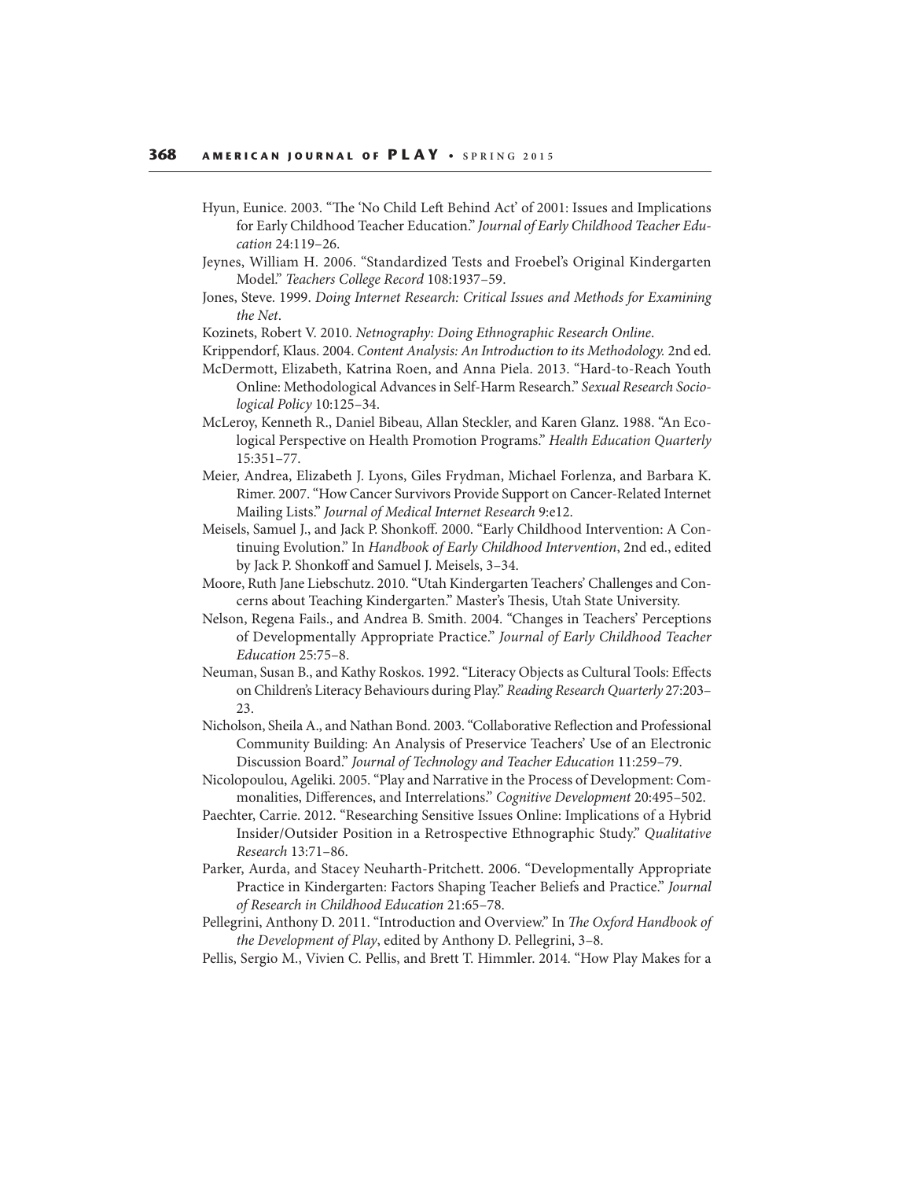Hyun, Eunice. 2003. "The 'No Child Left Behind Act' of 2001: Issues and Implications for Early Childhood Teacher Education." *Journal of Early Childhood Teacher Education* 24:119–26.

Jeynes, William H. 2006. "Standardized Tests and Froebel's Original Kindergarten Model." *Teachers College Record* 108:1937–59.

Jones, Steve. 1999. *Doing Internet Research: Critical Issues and Methods for Examining the Net*.

Kozinets, Robert V. 2010. *Netnography: Doing Ethnographic Research Online*.

Krippendorf, Klaus. 2004. *Content Analysis: An Introduction to its Methodology.* 2nd ed.

McDermott, Elizabeth, Katrina Roen, and Anna Piela. 2013. "Hard-to-Reach Youth Online: Methodological Advances in Self-Harm Research." *Sexual Research Sociological Policy* 10:125–34.

McLeroy, Kenneth R., Daniel Bibeau, Allan Steckler, and Karen Glanz. 1988. "An Ecological Perspective on Health Promotion Programs." *Health Education Quarterly* 15:351–77.

Meier, Andrea, Elizabeth J. Lyons, Giles Frydman, Michael Forlenza, and Barbara K. Rimer. 2007. "How Cancer Survivors Provide Support on Cancer-Related Internet Mailing Lists." *Journal of Medical Internet Research* 9:e12.

Meisels, Samuel J., and Jack P. Shonkoff. 2000. "Early Childhood Intervention: A Continuing Evolution." In *Handbook of Early Childhood Intervention*, 2nd ed., edited by Jack P. Shonkoff and Samuel J. Meisels, 3–34.

Moore, Ruth Jane Liebschutz. 2010. "Utah Kindergarten Teachers' Challenges and Concerns about Teaching Kindergarten." Master's Thesis, Utah State University.

Nelson, Regena Fails., and Andrea B. Smith. 2004. "Changes in Teachers' Perceptions of Developmentally Appropriate Practice." *Journal of Early Childhood Teacher Education* 25:75–8.

Neuman, Susan B., and Kathy Roskos. 1992. "Literacy Objects as Cultural Tools: Effects on Children's Literacy Behaviours during Play." *Reading Research Quarterly* 27:203–23.

Nicholson, Sheila A., and Nathan Bond. 2003. "Collaborative Reflection and Professional Community Building: An Analysis of Preservice Teachers' Use of an Electronic Discussion Board." *Journal of Technology and Teacher Education* 11:259–79.

Nicolopoulou, Ageliki. 2005. "Play and Narrative in the Process of Development: Commonalities, Differences, and Interrelations." *Cognitive Development* 20:495–502.

Paechter, Carrie. 2012. "Researching Sensitive Issues Online: Implications of a Hybrid Insider/Outsider Position in a Retrospective Ethnographic Study." *Qualitative Research* 13:71–86.

Parker, Aurda, and Stacey Neuharth-Pritchett. 2006. "Developmentally Appropriate Practice in Kindergarten: Factors Shaping Teacher Beliefs and Practice." *Journal of Research in Childhood Education* 21:65–78.

Pellegrini, Anthony D. 2011. "Introduction and Overview." In *The Oxford Handbook of the Development of Play*, edited by Anthony D. Pellegrini, 3–8.

Pellis, Sergio M., Vivien C. Pellis, and Brett T. Himmler. 2014. "How Play Makes for a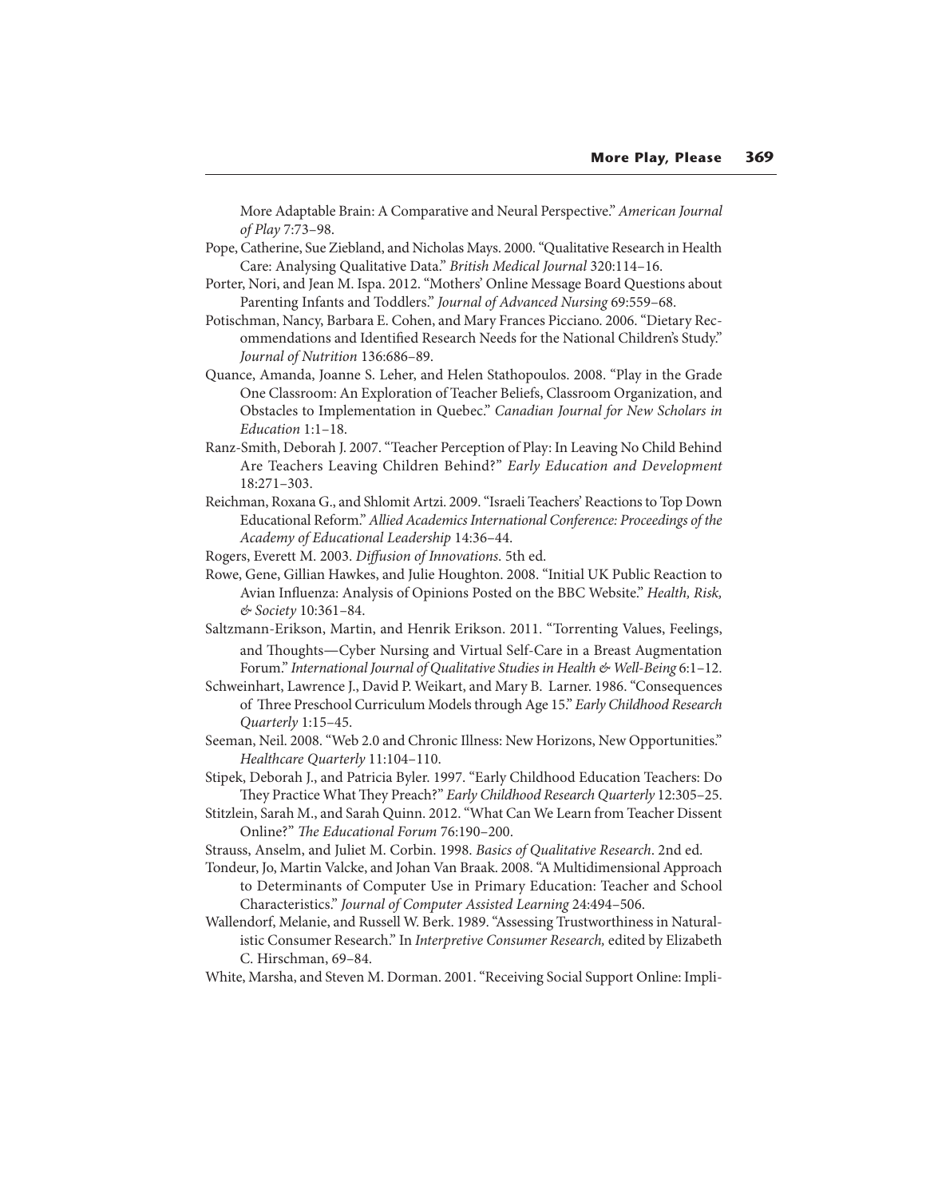More Adaptable Brain: A Comparative and Neural Perspective." *American Journal of Play* 7:73–98.

Pope, Catherine, Sue Ziebland, and Nicholas Mays. 2000. "Qualitative Research in Health Care: Analysing Qualitative Data." *British Medical Journal* 320:114–16.

Porter, Nori, and Jean M. Ispa. 2012. "Mothers' Online Message Board Questions about Parenting Infants and Toddlers." *Journal of Advanced Nursing* 69:559–68.

Potischman, Nancy, Barbara E. Cohen, and Mary Frances Picciano. 2006. "Dietary Recommendations and Identified Research Needs for the National Children's Study." *Journal of Nutrition* 136:686–89.

Quance, Amanda, Joanne S. Leher, and Helen Stathopoulos. 2008. "Play in the Grade One Classroom: An Exploration of Teacher Beliefs, Classroom Organization, and Obstacles to Implementation in Quebec." *Canadian Journal for New Scholars in Education* 1:1–18.

Ranz-Smith, Deborah J. 2007. "Teacher Perception of Play: In Leaving No Child Behind Are Teachers Leaving Children Behind?" *Early Education and Development* 18:271–303.

Reichman, Roxana G., and Shlomit Artzi. 2009. "Israeli Teachers' Reactions to Top Down Educational Reform." *Allied Academics International Conference: Proceedings of the Academy of Educational Leadership* 14:36–44.

Rogers, Everett M. 2003. *Diffusion of Innovations*. 5th ed.

Rowe, Gene, Gillian Hawkes, and Julie Houghton. 2008. "Initial UK Public Reaction to Avian Influenza: Analysis of Opinions Posted on the BBC Website." *Health, Risk, & Society* 10:361–84.

Saltzmann-Erikson, Martin, and Henrik Erikson. 2011. "Torrenting Values, Feelings, and Thoughts—Cyber Nursing and Virtual Self-Care in a Breast Augmentation Forum." *International Journal of Qualitative Studies in Health & Well-Being* 6:1–12.

Schweinhart, Lawrence J., David P. Weikart, and Mary B. Larner. 1986. "Consequences of Three Preschool Curriculum Models through Age 15." *Early Childhood Research Quarterly* 1:15–45.

Seeman, Neil. 2008. "Web 2.0 and Chronic Illness: New Horizons, New Opportunities." *Healthcare Quarterly* 11:104–110.

Stipek, Deborah J., and Patricia Byler. 1997. "Early Childhood Education Teachers: Do They Practice What They Preach?" *Early Childhood Research Quarterly* 12:305–25.

Stitzlein, Sarah M., and Sarah Quinn. 2012. "What Can We Learn from Teacher Dissent Online?" *The Educational Forum* 76:190–200.

Strauss, Anselm, and Juliet M. Corbin. 1998. *Basics of Qualitative Research*. 2nd ed.

Tondeur, Jo, Martin Valcke, and Johan Van Braak. 2008. "A Multidimensional Approach to Determinants of Computer Use in Primary Education: Teacher and School Characteristics." *Journal of Computer Assisted Learning* 24:494–506.

Wallendorf, Melanie, and Russell W. Berk. 1989. "Assessing Trustworthiness in Naturalistic Consumer Research." In *Interpretive Consumer Research,* edited by Elizabeth C. Hirschman, 69–84.

White, Marsha, and Steven M. Dorman. 2001. "Receiving Social Support Online: Impli-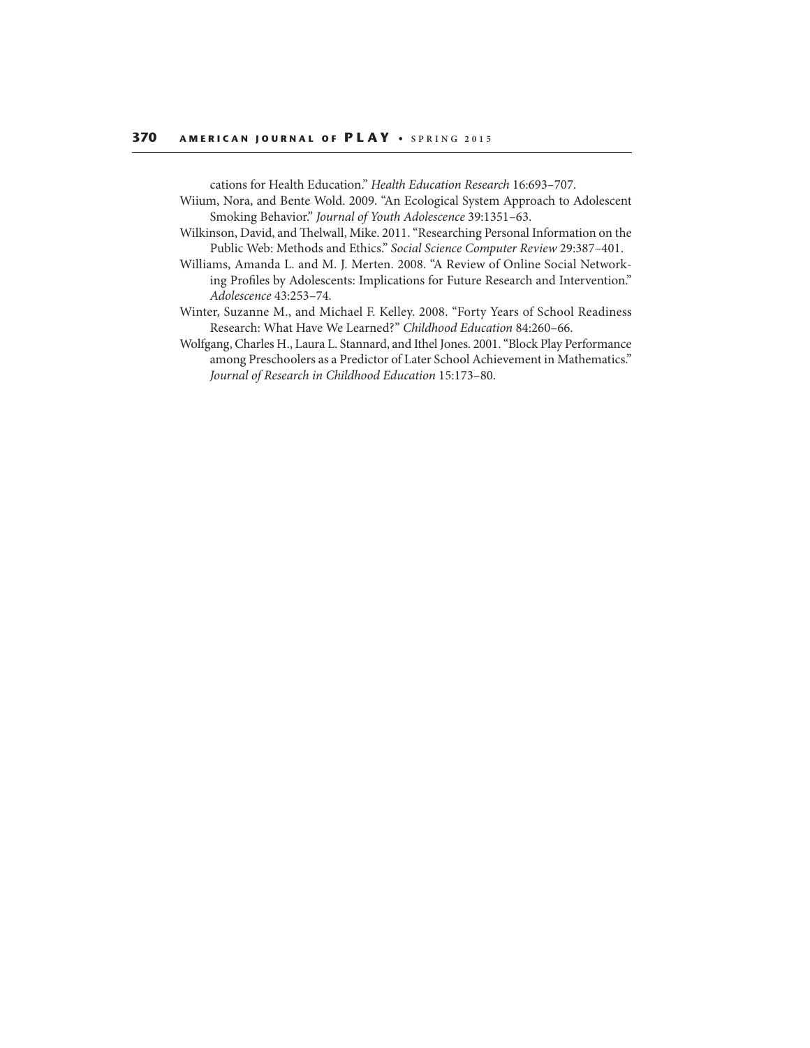cations for Health Education." *Health Education Research* 16:693–707.

Wiium, Nora, and Bente Wold. 2009. "An Ecological System Approach to Adolescent Smoking Behavior." *Journal of Youth Adolescence* 39:1351–63.

Wilkinson, David, and Thelwall, Mike. 2011. "Researching Personal Information on the Public Web: Methods and Ethics." *Social Science Computer Review* 29:387–401.

Williams, Amanda L. and M. J. Merten. 2008. "A Review of Online Social Networking Profiles by Adolescents: Implications for Future Research and Intervention." *Adolescence* 43:253–74.

Winter, Suzanne M., and Michael F. Kelley. 2008. "Forty Years of School Readiness Research: What Have We Learned?" *Childhood Education* 84:260–66.

Wolfgang, Charles H., Laura L. Stannard, and Ithel Jones. 2001. "Block Play Performance among Preschoolers as a Predictor of Later School Achievement in Mathematics." *Journal of Research in Childhood Education* 15:173–80.